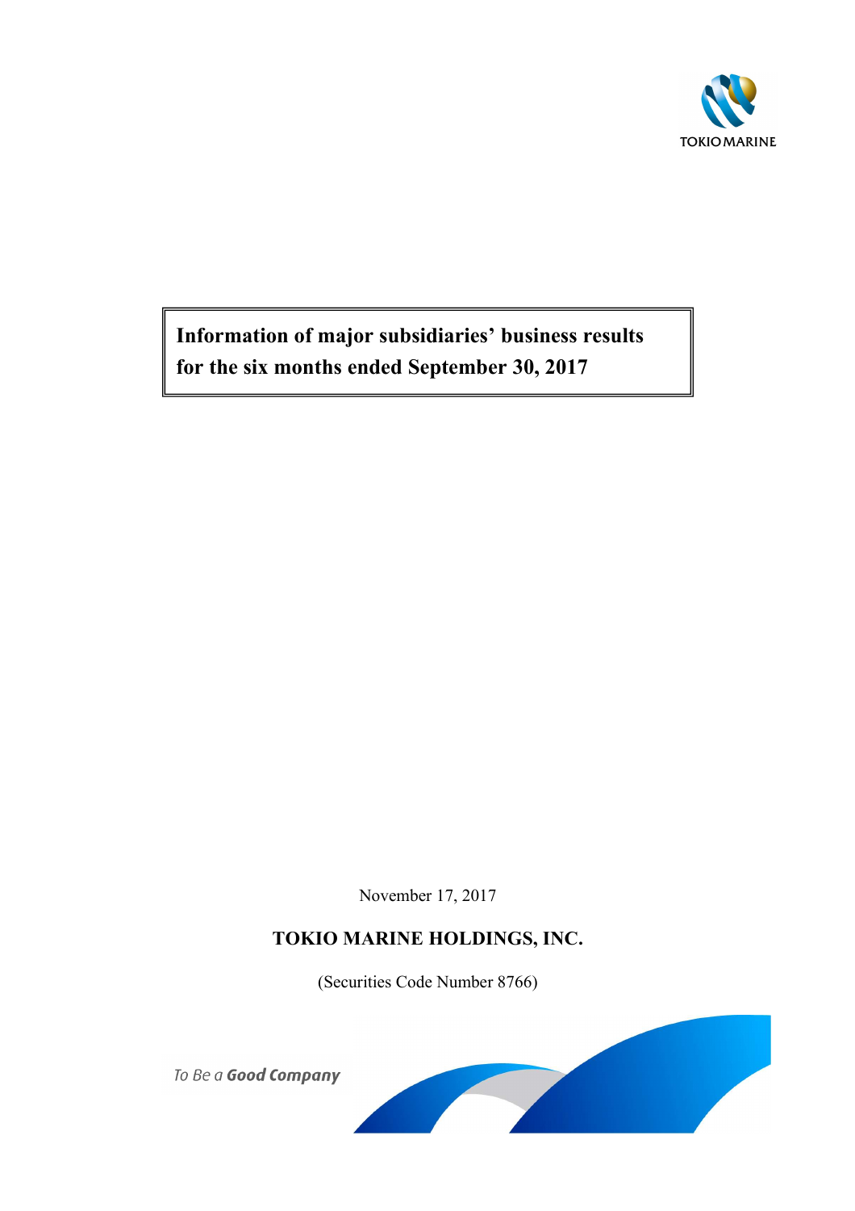TOKIO MARINE

# Information of major subsidiaries' business results for the six months ended September 30, 2017

November 17, 2017

**TOKIO MARINE HOLDINGS, INC.**

(Securities Code Number 8766)

*To Be a* ***Good Company***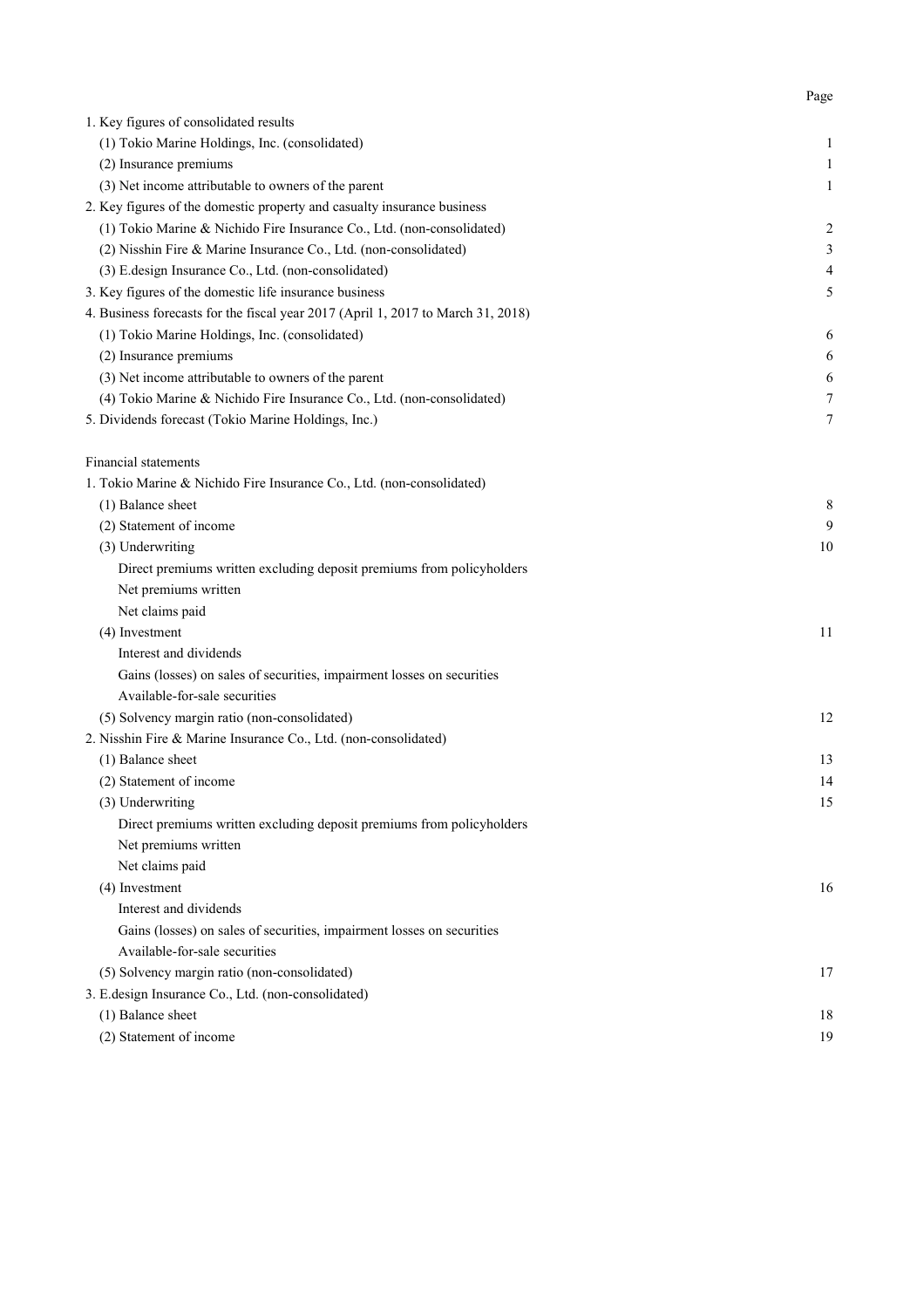| | Page |
|---|---|
| 1. Key figures of consolidated results | |
| (1) Tokio Marine Holdings, Inc. (consolidated) | 1 |
| (2) Insurance premiums | 1 |
| (3) Net income attributable to owners of the parent | 1 |
| 2. Key figures of the domestic property and casualty insurance business | |
| (1) Tokio Marine & Nichido Fire Insurance Co., Ltd. (non-consolidated) | 2 |
| (2) Nisshin Fire & Marine Insurance Co., Ltd. (non-consolidated) | 3 |
| (3) E.design Insurance Co., Ltd. (non-consolidated) | 4 |
| 3. Key figures of the domestic life insurance business | 5 |
| 4. Business forecasts for the fiscal year 2017 (April 1, 2017 to March 31, 2018) | |
| (1) Tokio Marine Holdings, Inc. (consolidated) | 6 |
| (2) Insurance premiums | 6 |
| (3) Net income attributable to owners of the parent | 6 |
| (4) Tokio Marine & Nichido Fire Insurance Co., Ltd. (non-consolidated) | 7 |
| 5. Dividends forecast (Tokio Marine Holdings, Inc.) | 7 |
| | |
| Financial statements | |
| 1. Tokio Marine & Nichido Fire Insurance Co., Ltd. (non-consolidated) | |
| (1) Balance sheet | 8 |
| (2) Statement of income | 9 |
| (3) Underwriting | 10 |
| Direct premiums written excluding deposit premiums from policyholders | |
| Net premiums written | |
| Net claims paid | |
| (4) Investment | 11 |
| Interest and dividends | |
| Gains (losses) on sales of securities, impairment losses on securities | |
| Available-for-sale securities | |
| (5) Solvency margin ratio (non-consolidated) | 12 |
| 2. Nisshin Fire & Marine Insurance Co., Ltd. (non-consolidated) | |
| (1) Balance sheet | 13 |
| (2) Statement of income | 14 |
| (3) Underwriting | 15 |
| Direct premiums written excluding deposit premiums from policyholders | |
| Net premiums written | |
| Net claims paid | |
| (4) Investment | 16 |
| Interest and dividends | |
| Gains (losses) on sales of securities, impairment losses on securities | |
| Available-for-sale securities | |
| (5) Solvency margin ratio (non-consolidated) | 17 |
| 3. E.design Insurance Co., Ltd. (non-consolidated) | |
| (1) Balance sheet | 18 |
| (2) Statement of income | 19 |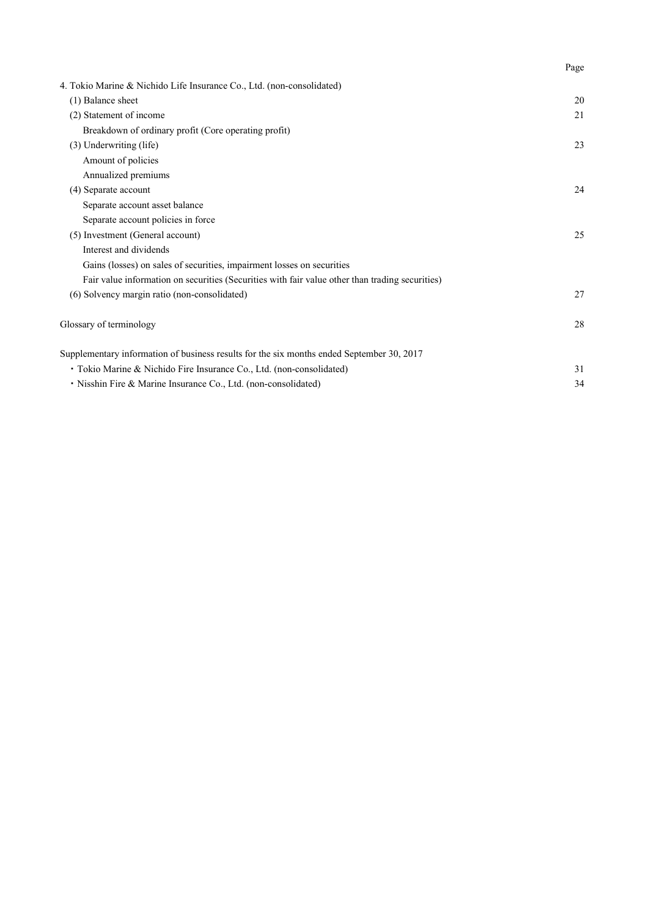| | Page |
|---|---|
| 4. Tokio Marine & Nichido Life Insurance Co., Ltd. (non-consolidated) | |
| (1) Balance sheet | 20 |
| (2) Statement of income | 21 |
| Breakdown of ordinary profit (Core operating profit) | |
| (3) Underwriting (life) | 23 |
| Amount of policies | |
| Annualized premiums | |
| (4) Separate account | 24 |
| Separate account asset balance | |
| Separate account policies in force | |
| (5) Investment (General account) | 25 |
| Interest and dividends | |
| Gains (losses) on sales of securities, impairment losses on securities | |
| Fair value information on securities (Securities with fair value other than trading securities) | |
| (6) Solvency margin ratio (non-consolidated) | 27 |
| | |
| Glossary of terminology | 28 |
| | |
| Supplementary information of business results for the six months ended September 30, 2017 | |
| ・Tokio Marine & Nichido Fire Insurance Co., Ltd. (non-consolidated) | 31 |
| ・Nisshin Fire & Marine Insurance Co., Ltd. (non-consolidated) | 34 |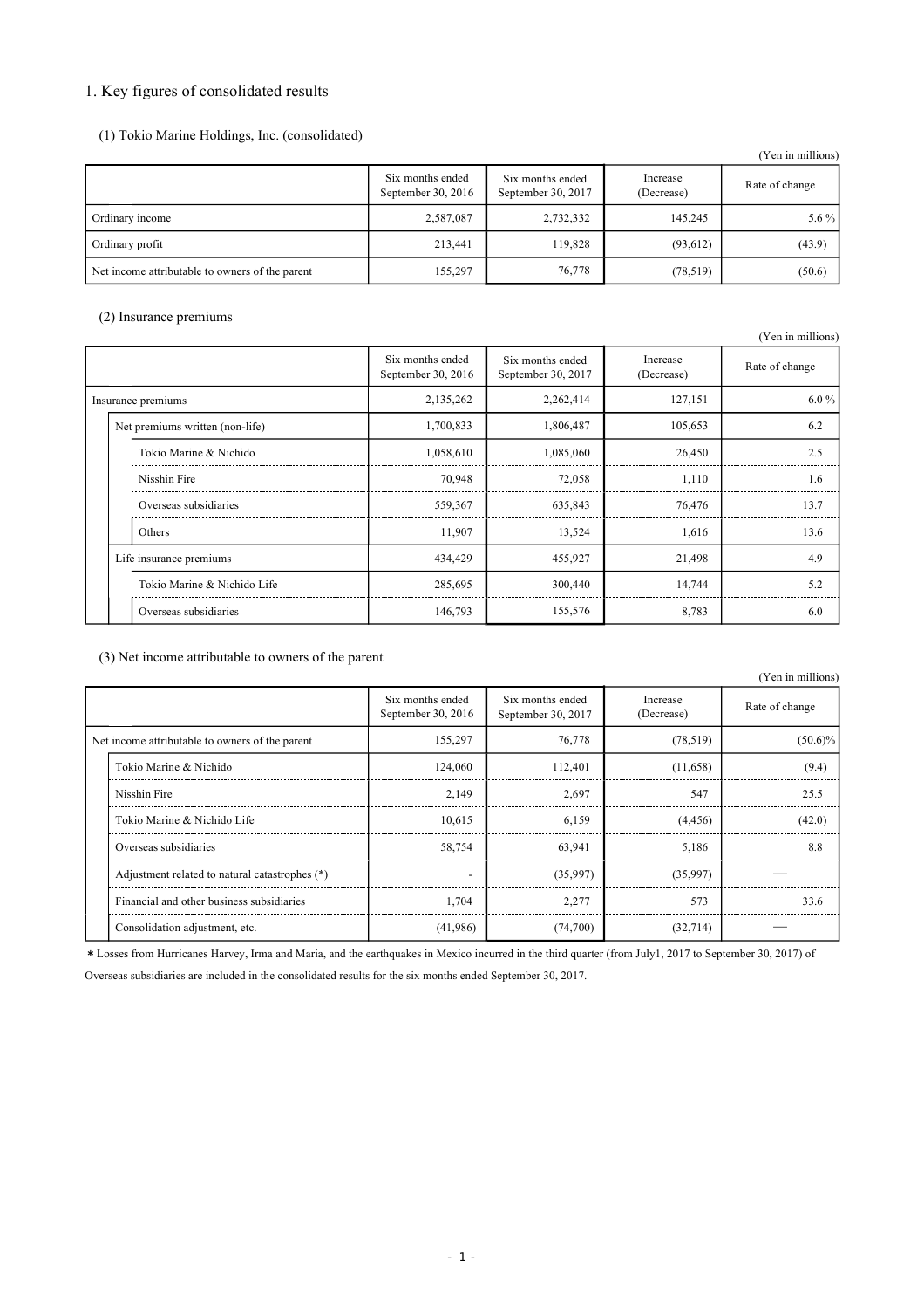# 1. Key figures of consolidated results

## (1) Tokio Marine Holdings, Inc. (consolidated)

(Yen in millions)

| | Six months ended September 30, 2016 | Six months ended September 30, 2017 | Increase (Decrease) | Rate of change |
|---|---|---|---|---|
| Ordinary income | 2,587,087 | 2,732,332 | 145,245 | 5.6 % |
| Ordinary profit | 213,441 | 119,828 | (93,612) | (43.9) |
| Net income attributable to owners of the parent | 155,297 | 76,778 | (78,519) | (50.6) |

## (2) Insurance premiums

(Yen in millions)

| | Six months ended September 30, 2016 | Six months ended September 30, 2017 | Increase (Decrease) | Rate of change |
|---|---|---|---|---|
| Insurance premiums | 2,135,262 | 2,262,414 | 127,151 | 6.0 % |
| Net premiums written (non-life) | 1,700,833 | 1,806,487 | 105,653 | 6.2 |
| Tokio Marine & Nichido | 1,058,610 | 1,085,060 | 26,450 | 2.5 |
| Nisshin Fire | 70,948 | 72,058 | 1,110 | 1.6 |
| Overseas subsidiaries | 559,367 | 635,843 | 76,476 | 13.7 |
| Others | 11,907 | 13,524 | 1,616 | 13.6 |
| Life insurance premiums | 434,429 | 455,927 | 21,498 | 4.9 |
| Tokio Marine & Nichido Life | 285,695 | 300,440 | 14,744 | 5.2 |
| Overseas subsidiaries | 146,793 | 155,576 | 8,783 | 6.0 |

## (3) Net income attributable to owners of the parent

(Yen in millions)

| | Six months ended September 30, 2016 | Six months ended September 30, 2017 | Increase (Decrease) | Rate of change |
|---|---|---|---|---|
| Net income attributable to owners of the parent | 155,297 | 76,778 | (78,519) | (50.6)% |
| Tokio Marine & Nichido | 124,060 | 112,401 | (11,658) | (9.4) |
| Nisshin Fire | 2,149 | 2,697 | 547 | 25.5 |
| Tokio Marine & Nichido Life | 10,615 | 6,159 | (4,456) | (42.0) |
| Overseas subsidiaries | 58,754 | 63,941 | 5,186 | 8.8 |
| Adjustment related to natural catastrophes (*) | - | (35,997) | (35,997) | — |
| Financial and other business subsidiaries | 1,704 | 2,277 | 573 | 33.6 |
| Consolidation adjustment, etc. | (41,986) | (74,700) | (32,714) | — |

* Losses from Hurricanes Harvey, Irma and Maria, and the earthquakes in Mexico incurred in the third quarter (from July1, 2017 to September 30, 2017) of Overseas subsidiaries are included in the consolidated results for the six months ended September 30, 2017.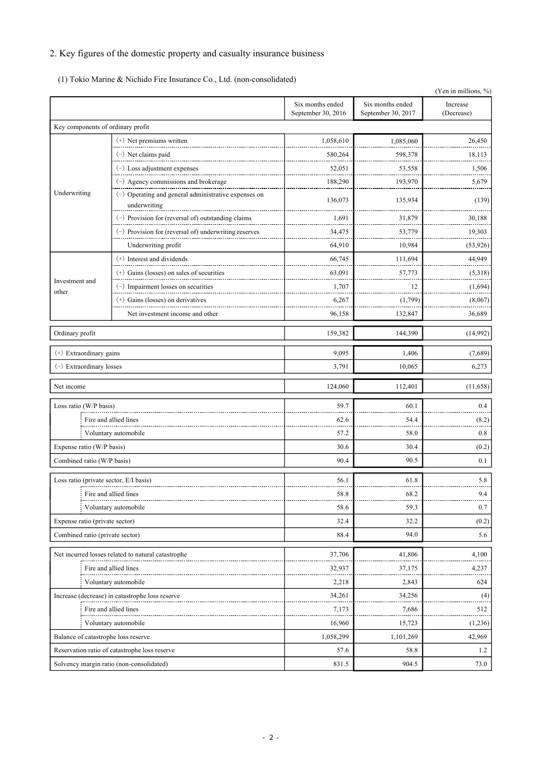## 2. Key figures of the domestic property and casualty insurance business

### (1) Tokio Marine & Nichido Fire Insurance Co., Ltd. (non-consolidated)

(Yen in millions, %)

| | | Six months ended September 30, 2016 | Six months ended September 30, 2017 | Increase (Decrease) |
|---|---|---|---|---|
| Key components of ordinary profit | | | | |
| Underwriting | (+) Net premiums written | 1,058,610 | 1,085,060 | 26,450 |
| | (−) Net claims paid | 580,264 | 598,378 | 18,113 |
| | (−) Loss adjustment expenses | 52,051 | 53,558 | 1,506 |
| | (−) Agency commissions and brokerage | 188,290 | 193,970 | 5,679 |
| | (−) Operating and general administrative expenses on underwriting | 136,073 | 135,934 | (139) |
| | (−) Provision for (reversal of) outstanding claims | 1,691 | 31,879 | 30,188 |
| | (−) Provision for (reversal of) underwriting reserves | 34,475 | 53,779 | 19,303 |
| | Underwriting profit | 64,910 | 10,984 | (53,926) |
| Investment and other | (+) Interest and dividends | 66,745 | 111,694 | 44,949 |
| | (+) Gains (losses) on sales of securities | 63,091 | 57,773 | (5,318) |
| | (−) Impairment losses on securities | 1,707 | 12 | (1,694) |
| | (+) Gains (losses) on derivatives | 6,267 | (1,799) | (8,067) |
| | Net investment income and other | 96,158 | 132,847 | 36,689 |
| Ordinary profit | | 159,382 | 144,390 | (14,992) |
| (+) Extraordinary gains | | 9,095 | 1,406 | (7,689) |
| (−) Extraordinary losses | | 3,791 | 10,065 | 6,273 |
| Net income | | 124,060 | 112,401 | (11,658) |
| Loss ratio (W/P basis) | | 59.7 | 60.1 | 0.4 |
| | Fire and allied lines | 62.6 | 54.4 | (8.2) |
| | Voluntary automobile | 57.2 | 58.0 | 0.8 |
| Expense ratio (W/P basis) | | 30.6 | 30.4 | (0.2) |
| Combined ratio (W/P basis) | | 90.4 | 90.5 | 0.1 |
| Loss ratio (private sector, E/I basis) | | 56.1 | 61.8 | 5.8 |
| | Fire and allied lines | 58.8 | 68.2 | 9.4 |
| | Voluntary automobile | 58.6 | 59.3 | 0.7 |
| Expense ratio (private sector) | | 32.4 | 32.2 | (0.2) |
| Combined ratio (private sector) | | 88.4 | 94.0 | 5.6 |
| Net incurred losses related to natural catastrophe | | 37,706 | 41,806 | 4,100 |
| | Fire and allied lines | 32,937 | 37,175 | 4,237 |
| | Voluntary automobile | 2,218 | 2,843 | 624 |
| Increase (decrease) in catastrophe loss reserve | | 34,261 | 34,256 | (4) |
| | Fire and allied lines | 7,173 | 7,686 | 512 |
| | Voluntary automobile | 16,960 | 15,723 | (1,236) |
| Balance of catastrophe loss reserve | | 1,058,299 | 1,101,269 | 42,969 |
| Reservation ratio of catastrophe loss reserve | | 57.6 | 58.8 | 1.2 |
| Solvency margin ratio (non-consolidated) | | 831.5 | 904.5 | 73.0 |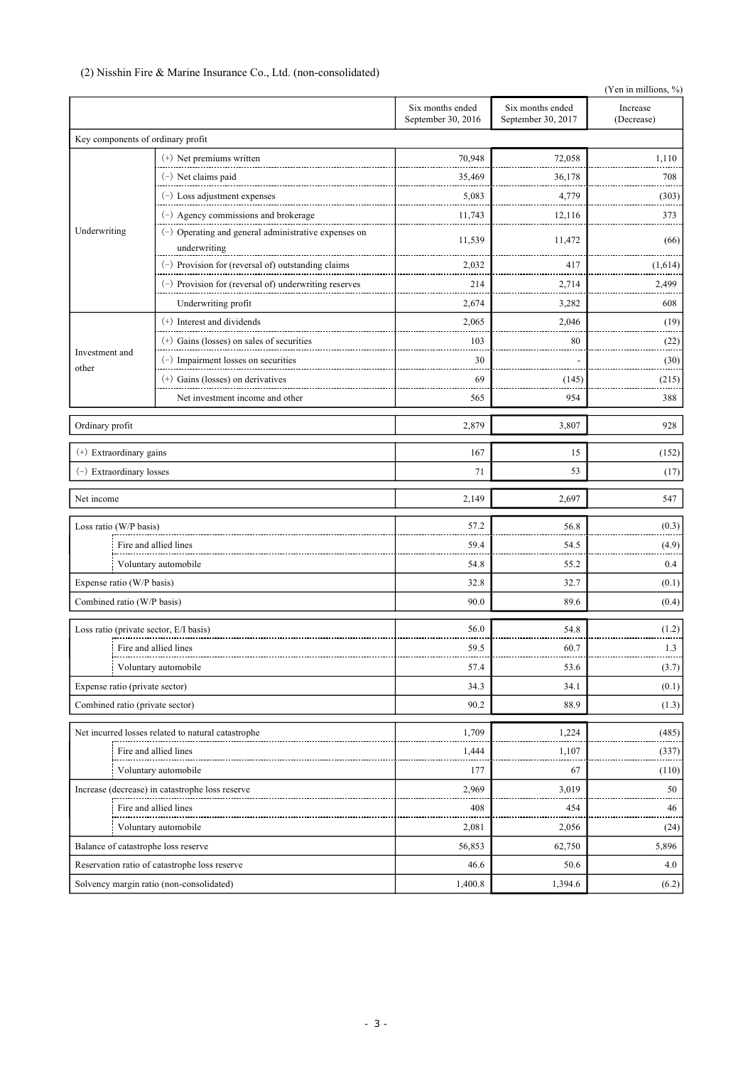(2) Nisshin Fire & Marine Insurance Co., Ltd. (non-consolidated)

(Yen in millions, %)

| | | Six months ended September 30, 2016 | Six months ended September 30, 2017 | Increase (Decrease) |
|---|---|---|---|---|
| Key components of ordinary profit | | | | |
| Underwriting | (+) Net premiums written | 70,948 | 72,058 | 1,110 |
| | (−) Net claims paid | 35,469 | 36,178 | 708 |
| | (−) Loss adjustment expenses | 5,083 | 4,779 | (303) |
| | (−) Agency commissions and brokerage | 11,743 | 12,116 | 373 |
| | (−) Operating and general administrative expenses on underwriting | 11,539 | 11,472 | (66) |
| | (−) Provision for (reversal of) outstanding claims | 2,032 | 417 | (1,614) |
| | (−) Provision for (reversal of) underwriting reserves | 214 | 2,714 | 2,499 |
| | Underwriting profit | 2,674 | 3,282 | 608 |
| Investment and other | (+) Interest and dividends | 2,065 | 2,046 | (19) |
| | (+) Gains (losses) on sales of securities | 103 | 80 | (22) |
| | (−) Impairment losses on securities | 30 | - | (30) |
| | (+) Gains (losses) on derivatives | 69 | (145) | (215) |
| | Net investment income and other | 565 | 954 | 388 |
| Ordinary profit | | 2,879 | 3,807 | 928 |
| (+) Extraordinary gains | | 167 | 15 | (152) |
| (−) Extraordinary losses | | 71 | 53 | (17) |
| Net income | | 2,149 | 2,697 | 547 |
| Loss ratio (W/P basis) | | 57.2 | 56.8 | (0.3) |
| | Fire and allied lines | 59.4 | 54.5 | (4.9) |
| | Voluntary automobile | 54.8 | 55.2 | 0.4 |
| Expense ratio (W/P basis) | | 32.8 | 32.7 | (0.1) |
| Combined ratio (W/P basis) | | 90.0 | 89.6 | (0.4) |
| Loss ratio (private sector, E/I basis) | | 56.0 | 54.8 | (1.2) |
| | Fire and allied lines | 59.5 | 60.7 | 1.3 |
| | Voluntary automobile | 57.4 | 53.6 | (3.7) |
| Expense ratio (private sector) | | 34.3 | 34.1 | (0.1) |
| Combined ratio (private sector) | | 90.2 | 88.9 | (1.3) |
| Net incurred losses related to natural catastrophe | | 1,709 | 1,224 | (485) |
| | Fire and allied lines | 1,444 | 1,107 | (337) |
| | Voluntary automobile | 177 | 67 | (110) |
| Increase (decrease) in catastrophe loss reserve | | 2,969 | 3,019 | 50 |
| | Fire and allied lines | 408 | 454 | 46 |
| | Voluntary automobile | 2,081 | 2,056 | (24) |
| Balance of catastrophe loss reserve | | 56,853 | 62,750 | 5,896 |
| Reservation ratio of catastrophe loss reserve | | 46.6 | 50.6 | 4.0 |
| Solvency margin ratio (non-consolidated) | | 1,400.8 | 1,394.6 | (6.2) |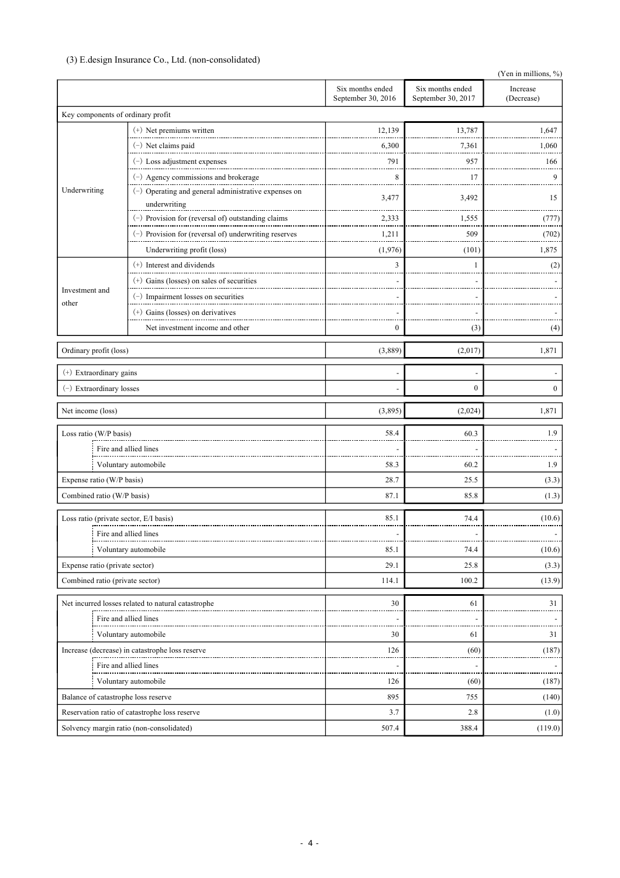### (3) E.design Insurance Co., Ltd. (non-consolidated)

(Yen in millions, %)

| | | Six months ended September 30, 2016 | Six months ended September 30, 2017 | Increase (Decrease) |
|---|---|---|---|---|
| Key components of ordinary profit | | | | |
| Underwriting | (+) Net premiums written | 12,139 | 13,787 | 1,647 |
| | (−) Net claims paid | 6,300 | 7,361 | 1,060 |
| | (−) Loss adjustment expenses | 791 | 957 | 166 |
| | (−) Agency commissions and brokerage | 8 | 17 | 9 |
| | (−) Operating and general administrative expenses on underwriting | 3,477 | 3,492 | 15 |
| | (−) Provision for (reversal of) outstanding claims | 2,333 | 1,555 | (777) |
| | (−) Provision for (reversal of) underwriting reserves | 1,211 | 509 | (702) |
| | Underwriting profit (loss) | (1,976) | (101) | 1,875 |
| Investment and other | (+) Interest and dividends | 3 | 1 | (2) |
| | (+) Gains (losses) on sales of securities | - | - | - |
| | (−) Impairment losses on securities | - | - | - |
| | (+) Gains (losses) on derivatives | - | - | - |
| | Net investment income and other | 0 | (3) | (4) |
| Ordinary profit (loss) | | (3,889) | (2,017) | 1,871 |
| (+) Extraordinary gains | | - | - | - |
| (−) Extraordinary losses | | - | 0 | 0 |
| Net income (loss) | | (3,895) | (2,024) | 1,871 |
| Loss ratio (W/P basis) | | 58.4 | 60.3 | 1.9 |
| | Fire and allied lines | - | - | - |
| | Voluntary automobile | 58.3 | 60.2 | 1.9 |
| Expense ratio (W/P basis) | | 28.7 | 25.5 | (3.3) |
| Combined ratio (W/P basis) | | 87.1 | 85.8 | (1.3) |
| Loss ratio (private sector, E/I basis) | | 85.1 | 74.4 | (10.6) |
| | Fire and allied lines | - | - | - |
| | Voluntary automobile | 85.1 | 74.4 | (10.6) |
| Expense ratio (private sector) | | 29.1 | 25.8 | (3.3) |
| Combined ratio (private sector) | | 114.1 | 100.2 | (13.9) |
| Net incurred losses related to natural catastrophe | | 30 | 61 | 31 |
| | Fire and allied lines | - | - | - |
| | Voluntary automobile | 30 | 61 | 31 |
| Increase (decrease) in catastrophe loss reserve | | 126 | (60) | (187) |
| | Fire and allied lines | - | - | - |
| | Voluntary automobile | 126 | (60) | (187) |
| Balance of catastrophe loss reserve | | 895 | 755 | (140) |
| Reservation ratio of catastrophe loss reserve | | 3.7 | 2.8 | (1.0) |
| Solvency margin ratio (non-consolidated) | | 507.4 | 388.4 | (119.0) |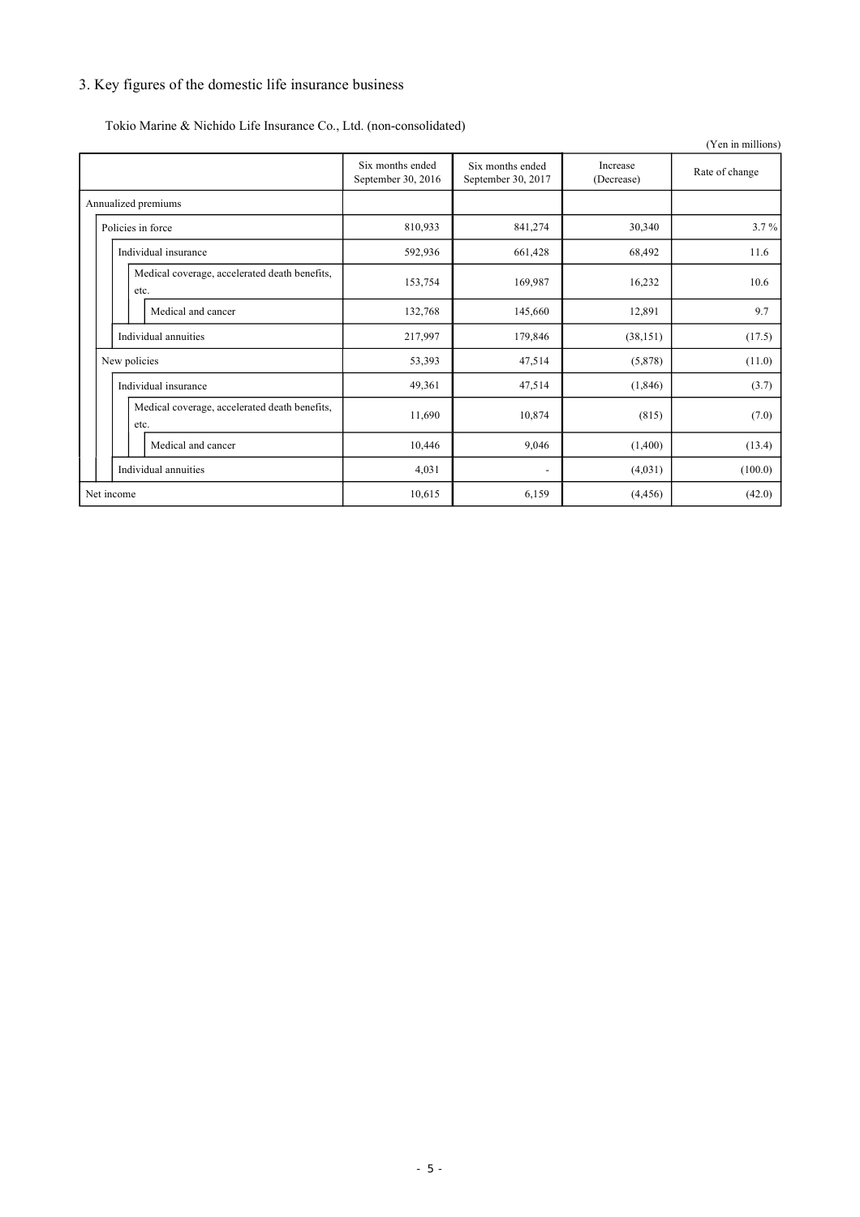## 3. Key figures of the domestic life insurance business

Tokio Marine & Nichido Life Insurance Co., Ltd. (non-consolidated)

(Yen in millions)

| | Six months ended September 30, 2016 | Six months ended September 30, 2017 | Increase (Decrease) | Rate of change |
|---|---|---|---|---|
| Annualized premiums | | | | |
| Policies in force | 810,933 | 841,274 | 30,340 | 3.7 % |
| Individual insurance | 592,936 | 661,428 | 68,492 | 11.6 |
| Medical coverage, accelerated death benefits, etc. | 153,754 | 169,987 | 16,232 | 10.6 |
| Medical and cancer | 132,768 | 145,660 | 12,891 | 9.7 |
| Individual annuities | 217,997 | 179,846 | (38,151) | (17.5) |
| New policies | 53,393 | 47,514 | (5,878) | (11.0) |
| Individual insurance | 49,361 | 47,514 | (1,846) | (3.7) |
| Medical coverage, accelerated death benefits, etc. | 11,690 | 10,874 | (815) | (7.0) |
| Medical and cancer | 10,446 | 9,046 | (1,400) | (13.4) |
| Individual annuities | 4,031 | - | (4,031) | (100.0) |
| Net income | 10,615 | 6,159 | (4,456) | (42.0) |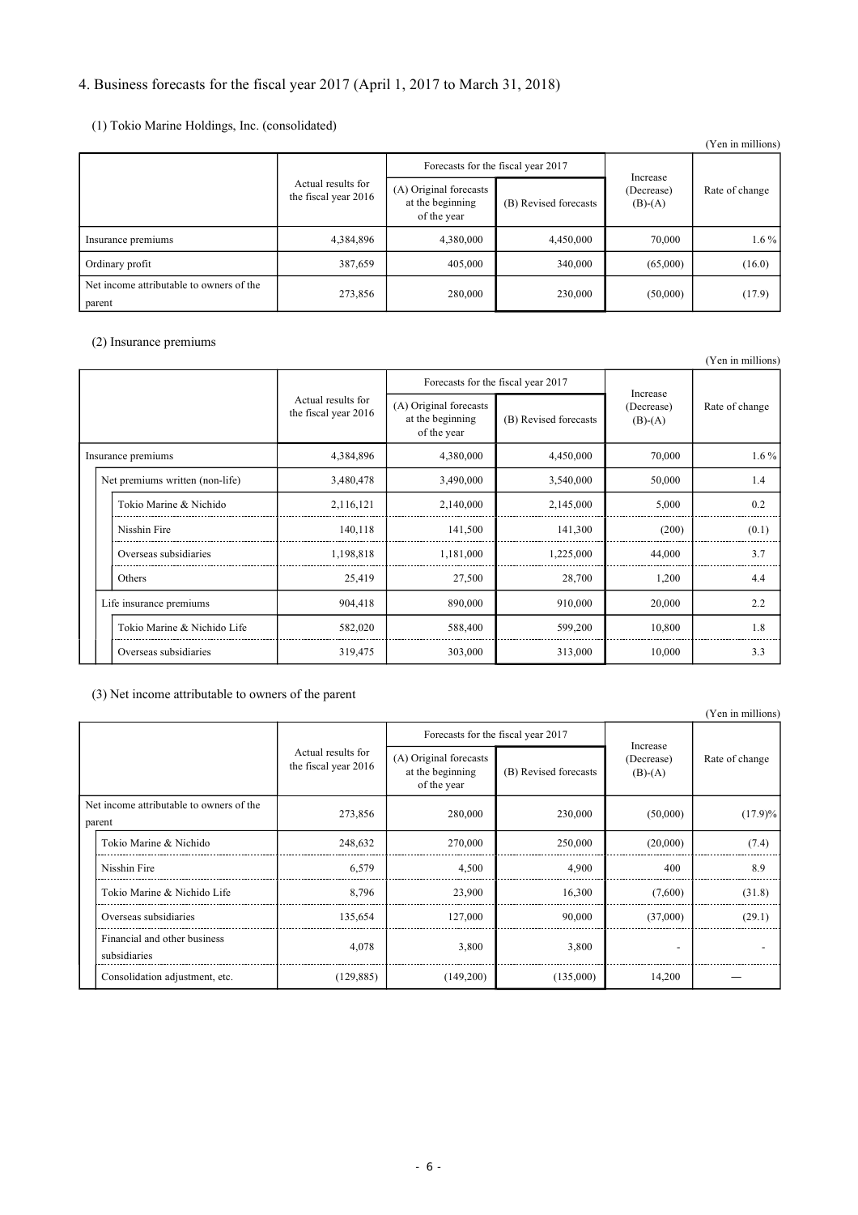## 4. Business forecasts for the fiscal year 2017 (April 1, 2017 to March 31, 2018)

### (1) Tokio Marine Holdings, Inc. (consolidated)

(Yen in millions)

| | Actual results for the fiscal year 2016 | Forecasts for the fiscal year 2017 | | Increase (Decrease) (B)-(A) | Rate of change |
|---|---|---|---|---|---|
| | | (A) Original forecasts at the beginning of the year | (B) Revised forecasts | | |
| Insurance premiums | 4,384,896 | 4,380,000 | 4,450,000 | 70,000 | 1.6 % |
| Ordinary profit | 387,659 | 405,000 | 340,000 | (65,000) | (16.0) |
| Net income attributable to owners of the parent | 273,856 | 280,000 | 230,000 | (50,000) | (17.9) |

### (2) Insurance premiums

(Yen in millions)

| | Actual results for the fiscal year 2016 | Forecasts for the fiscal year 2017 | | Increase (Decrease) (B)-(A) | Rate of change |
|---|---|---|---|---|---|
| | | (A) Original forecasts at the beginning of the year | (B) Revised forecasts | | |
| Insurance premiums | 4,384,896 | 4,380,000 | 4,450,000 | 70,000 | 1.6 % |
| Net premiums written (non-life) | 3,480,478 | 3,490,000 | 3,540,000 | 50,000 | 1.4 |
| Tokio Marine & Nichido | 2,116,121 | 2,140,000 | 2,145,000 | 5,000 | 0.2 |
| Nisshin Fire | 140,118 | 141,500 | 141,300 | (200) | (0.1) |
| Overseas subsidiaries | 1,198,818 | 1,181,000 | 1,225,000 | 44,000 | 3.7 |
| Others | 25,419 | 27,500 | 28,700 | 1,200 | 4.4 |
| Life insurance premiums | 904,418 | 890,000 | 910,000 | 20,000 | 2.2 |
| Tokio Marine & Nichido Life | 582,020 | 588,400 | 599,200 | 10,800 | 1.8 |
| Overseas subsidiaries | 319,475 | 303,000 | 313,000 | 10,000 | 3.3 |

### (3) Net income attributable to owners of the parent

(Yen in millions)

| | Actual results for the fiscal year 2016 | Forecasts for the fiscal year 2017 | | Increase (Decrease) (B)-(A) | Rate of change |
|---|---|---|---|---|---|
| | | (A) Original forecasts at the beginning of the year | (B) Revised forecasts | | |
| Net income attributable to owners of the parent | 273,856 | 280,000 | 230,000 | (50,000) | (17.9)% |
| Tokio Marine & Nichido | 248,632 | 270,000 | 250,000 | (20,000) | (7.4) |
| Nisshin Fire | 6,579 | 4,500 | 4,900 | 400 | 8.9 |
| Tokio Marine & Nichido Life | 8,796 | 23,900 | 16,300 | (7,600) | (31.8) |
| Overseas subsidiaries | 135,654 | 127,000 | 90,000 | (37,000) | (29.1) |
| Financial and other business subsidiaries | 4,078 | 3,800 | 3,800 | - | - |
| Consolidation adjustment, etc. | (129,885) | (149,200) | (135,000) | 14,200 | ― |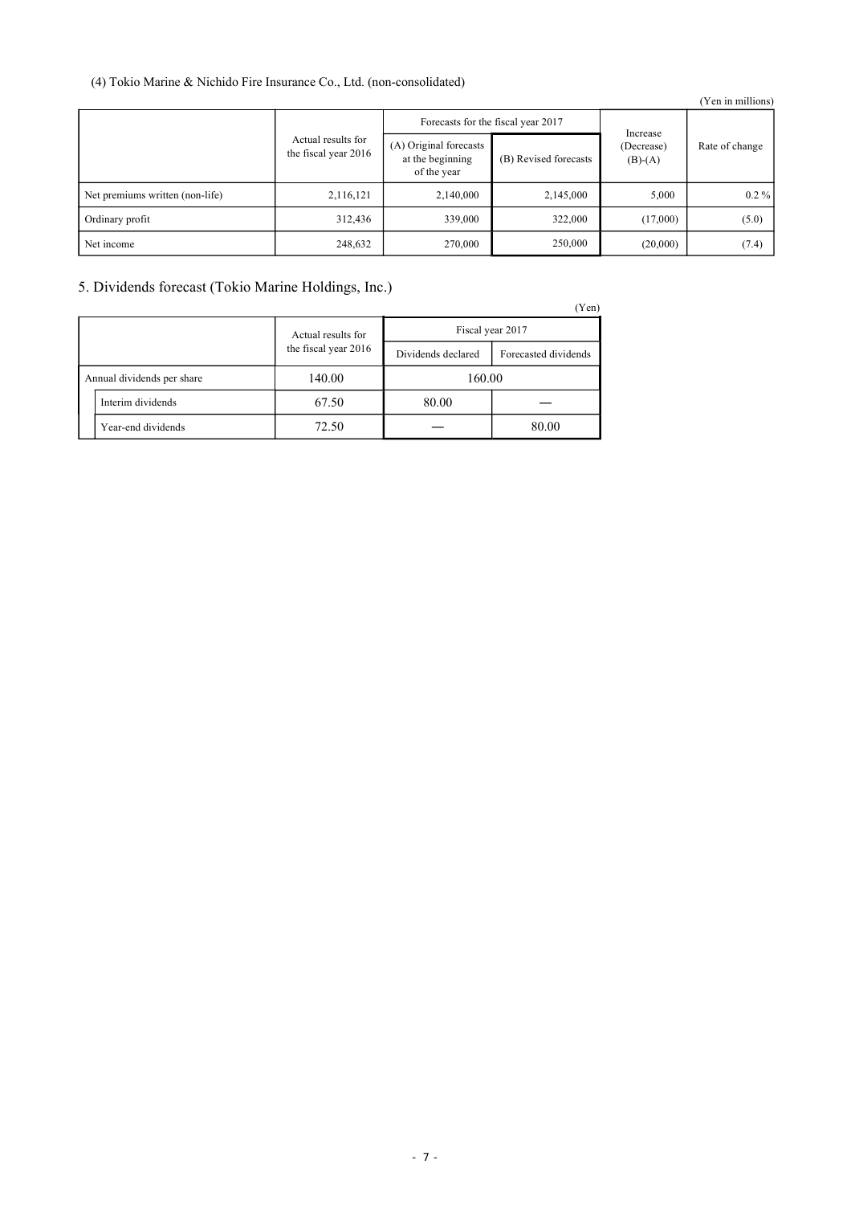(4) Tokio Marine & Nichido Fire Insurance Co., Ltd. (non-consolidated)

(Yen in millions)

| | Actual results for the fiscal year 2016 | Forecasts for the fiscal year 2017 | | Increase (Decrease) (B)-(A) | Rate of change |
|---|---|---|---|---|---|
| | | (A) Original forecasts at the beginning of the year | (B) Revised forecasts | | |
| Net premiums written (non-life) | 2,116,121 | 2,140,000 | 2,145,000 | 5,000 | 0.2 % |
| Ordinary profit | 312,436 | 339,000 | 322,000 | (17,000) | (5.0) |
| Net income | 248,632 | 270,000 | 250,000 | (20,000) | (7.4) |

## 5. Dividends forecast (Tokio Marine Holdings, Inc.)

(Yen)

| | Actual results for the fiscal year 2016 | Fiscal year 2017 | |
|---|---|---|---|
| | | Dividends declared | Forecasted dividends |
| Annual dividends per share | 140.00 | 160.00 | |
| Interim dividends | 67.50 | 80.00 | — |
| Year-end dividends | 72.50 | — | 80.00 |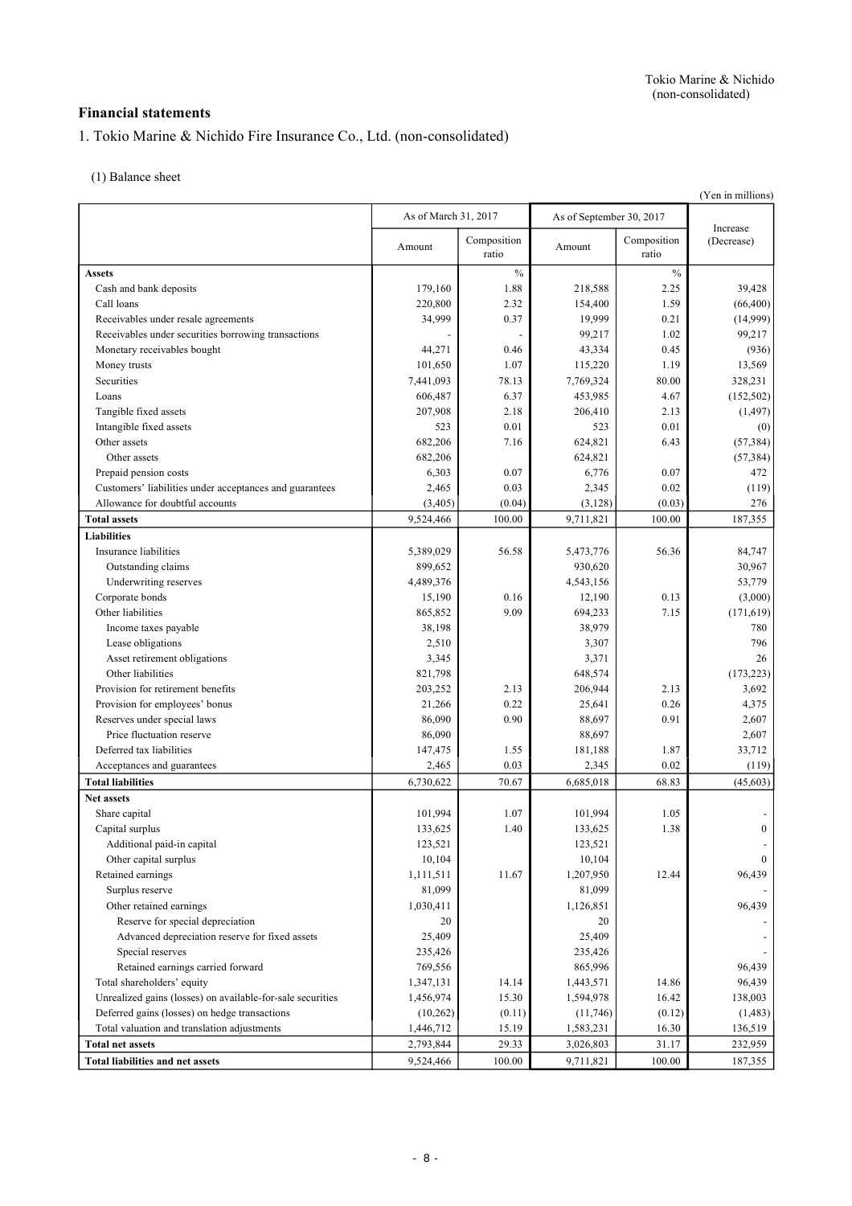## Financial statements

1. Tokio Marine & Nichido Fire Insurance Co., Ltd. (non-consolidated)

(1) Balance sheet

(Yen in millions)

| | As of March 31, 2017 | | As of September 30, 2017 | | Increase (Decrease) |
|---|---|---|---|---|---|
| | Amount | Composition ratio | Amount | Composition ratio | |
| **Assets** | | % | | % | |
| Cash and bank deposits | 179,160 | 1.88 | 218,588 | 2.25 | 39,428 |
| Call loans | 220,800 | 2.32 | 154,400 | 1.59 | (66,400) |
| Receivables under resale agreements | 34,999 | 0.37 | 19,999 | 0.21 | (14,999) |
| Receivables under securities borrowing transactions | - | - | 99,217 | 1.02 | 99,217 |
| Monetary receivables bought | 44,271 | 0.46 | 43,334 | 0.45 | (936) |
| Money trusts | 101,650 | 1.07 | 115,220 | 1.19 | 13,569 |
| Securities | 7,441,093 | 78.13 | 7,769,324 | 80.00 | 328,231 |
| Loans | 606,487 | 6.37 | 453,985 | 4.67 | (152,502) |
| Tangible fixed assets | 207,908 | 2.18 | 206,410 | 2.13 | (1,497) |
| Intangible fixed assets | 523 | 0.01 | 523 | 0.01 | (0) |
| Other assets | 682,206 | 7.16 | 624,821 | 6.43 | (57,384) |
| Other assets | 682,206 | | 624,821 | | (57,384) |
| Prepaid pension costs | 6,303 | 0.07 | 6,776 | 0.07 | 472 |
| Customers' liabilities under acceptances and guarantees | 2,465 | 0.03 | 2,345 | 0.02 | (119) |
| Allowance for doubtful accounts | (3,405) | (0.04) | (3,128) | (0.03) | 276 |
| **Total assets** | 9,524,466 | 100.00 | 9,711,821 | 100.00 | 187,355 |
| **Liabilities** | | | | | |
| Insurance liabilities | 5,389,029 | 56.58 | 5,473,776 | 56.36 | 84,747 |
| Outstanding claims | 899,652 | | 930,620 | | 30,967 |
| Underwriting reserves | 4,489,376 | | 4,543,156 | | 53,779 |
| Corporate bonds | 15,190 | 0.16 | 12,190 | 0.13 | (3,000) |
| Other liabilities | 865,852 | 9.09 | 694,233 | 7.15 | (171,619) |
| Income taxes payable | 38,198 | | 38,979 | | 780 |
| Lease obligations | 2,510 | | 3,307 | | 796 |
| Asset retirement obligations | 3,345 | | 3,371 | | 26 |
| Other liabilities | 821,798 | | 648,574 | | (173,223) |
| Provision for retirement benefits | 203,252 | 2.13 | 206,944 | 2.13 | 3,692 |
| Provision for employees' bonus | 21,266 | 0.22 | 25,641 | 0.26 | 4,375 |
| Reserves under special laws | 86,090 | 0.90 | 88,697 | 0.91 | 2,607 |
| Price fluctuation reserve | 86,090 | | 88,697 | | 2,607 |
| Deferred tax liabilities | 147,475 | 1.55 | 181,188 | 1.87 | 33,712 |
| Acceptances and guarantees | 2,465 | 0.03 | 2,345 | 0.02 | (119) |
| **Total liabilities** | 6,730,622 | 70.67 | 6,685,018 | 68.83 | (45,603) |
| **Net assets** | | | | | |
| Share capital | 101,994 | 1.07 | 101,994 | 1.05 | - |
| Capital surplus | 133,625 | 1.40 | 133,625 | 1.38 | 0 |
| Additional paid-in capital | 123,521 | | 123,521 | | - |
| Other capital surplus | 10,104 | | 10,104 | | 0 |
| Retained earnings | 1,111,511 | 11.67 | 1,207,950 | 12.44 | 96,439 |
| Surplus reserve | 81,099 | | 81,099 | | - |
| Other retained earnings | 1,030,411 | | 1,126,851 | | 96,439 |
| Reserve for special depreciation | 20 | | 20 | | - |
| Advanced depreciation reserve for fixed assets | 25,409 | | 25,409 | | - |
| Special reserves | 235,426 | | 235,426 | | - |
| Retained earnings carried forward | 769,556 | | 865,996 | | 96,439 |
| Total shareholders' equity | 1,347,131 | 14.14 | 1,443,571 | 14.86 | 96,439 |
| Unrealized gains (losses) on available-for-sale securities | 1,456,974 | 15.30 | 1,594,978 | 16.42 | 138,003 |
| Deferred gains (losses) on hedge transactions | (10,262) | (0.11) | (11,746) | (0.12) | (1,483) |
| Total valuation and translation adjustments | 1,446,712 | 15.19 | 1,583,231 | 16.30 | 136,519 |
| **Total net assets** | 2,793,844 | 29.33 | 3,026,803 | 31.17 | 232,959 |
| **Total liabilities and net assets** | 9,524,466 | 100.00 | 9,711,821 | 100.00 | 187,355 |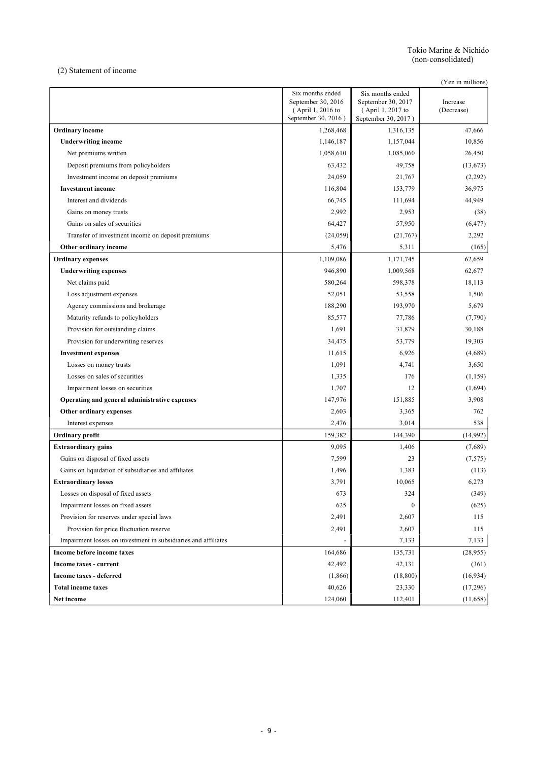Tokio Marine & Nichido
(non-consolidated)

(2) Statement of income

(Yen in millions)

| | Six months ended September 30, 2016 ( April 1, 2016 to September 30, 2016 ) | Six months ended September 30, 2017 ( April 1, 2017 to September 30, 2017 ) | Increase (Decrease) |
|---|---|---|---|
| **Ordinary income** | 1,268,468 | 1,316,135 | 47,666 |
| **Underwriting income** | 1,146,187 | 1,157,044 | 10,856 |
| Net premiums written | 1,058,610 | 1,085,060 | 26,450 |
| Deposit premiums from policyholders | 63,432 | 49,758 | (13,673) |
| Investment income on deposit premiums | 24,059 | 21,767 | (2,292) |
| **Investment income** | 116,804 | 153,779 | 36,975 |
| Interest and dividends | 66,745 | 111,694 | 44,949 |
| Gains on money trusts | 2,992 | 2,953 | (38) |
| Gains on sales of securities | 64,427 | 57,950 | (6,477) |
| Transfer of investment income on deposit premiums | (24,059) | (21,767) | 2,292 |
| **Other ordinary income** | 5,476 | 5,311 | (165) |
| **Ordinary expenses** | 1,109,086 | 1,171,745 | 62,659 |
| **Underwriting expenses** | 946,890 | 1,009,568 | 62,677 |
| Net claims paid | 580,264 | 598,378 | 18,113 |
| Loss adjustment expenses | 52,051 | 53,558 | 1,506 |
| Agency commissions and brokerage | 188,290 | 193,970 | 5,679 |
| Maturity refunds to policyholders | 85,577 | 77,786 | (7,790) |
| Provision for outstanding claims | 1,691 | 31,879 | 30,188 |
| Provision for underwriting reserves | 34,475 | 53,779 | 19,303 |
| **Investment expenses** | 11,615 | 6,926 | (4,689) |
| Losses on money trusts | 1,091 | 4,741 | 3,650 |
| Losses on sales of securities | 1,335 | 176 | (1,159) |
| Impairment losses on securities | 1,707 | 12 | (1,694) |
| **Operating and general administrative expenses** | 147,976 | 151,885 | 3,908 |
| **Other ordinary expenses** | 2,603 | 3,365 | 762 |
| Interest expenses | 2,476 | 3,014 | 538 |
| **Ordinary profit** | 159,382 | 144,390 | (14,992) |
| **Extraordinary gains** | 9,095 | 1,406 | (7,689) |
| Gains on disposal of fixed assets | 7,599 | 23 | (7,575) |
| Gains on liquidation of subsidiaries and affiliates | 1,496 | 1,383 | (113) |
| **Extraordinary losses** | 3,791 | 10,065 | 6,273 |
| Losses on disposal of fixed assets | 673 | 324 | (349) |
| Impairment losses on fixed assets | 625 | 0 | (625) |
| Provision for reserves under special laws | 2,491 | 2,607 | 115 |
| Provision for price fluctuation reserve | 2,491 | 2,607 | 115 |
| Impairment losses on investment in subsidiaries and affiliates | - | 7,133 | 7,133 |
| **Income before income taxes** | 164,686 | 135,731 | (28,955) |
| **Income taxes - current** | 42,492 | 42,131 | (361) |
| **Income taxes - deferred** | (1,866) | (18,800) | (16,934) |
| **Total income taxes** | 40,626 | 23,330 | (17,296) |
| **Net income** | 124,060 | 112,401 | (11,658) |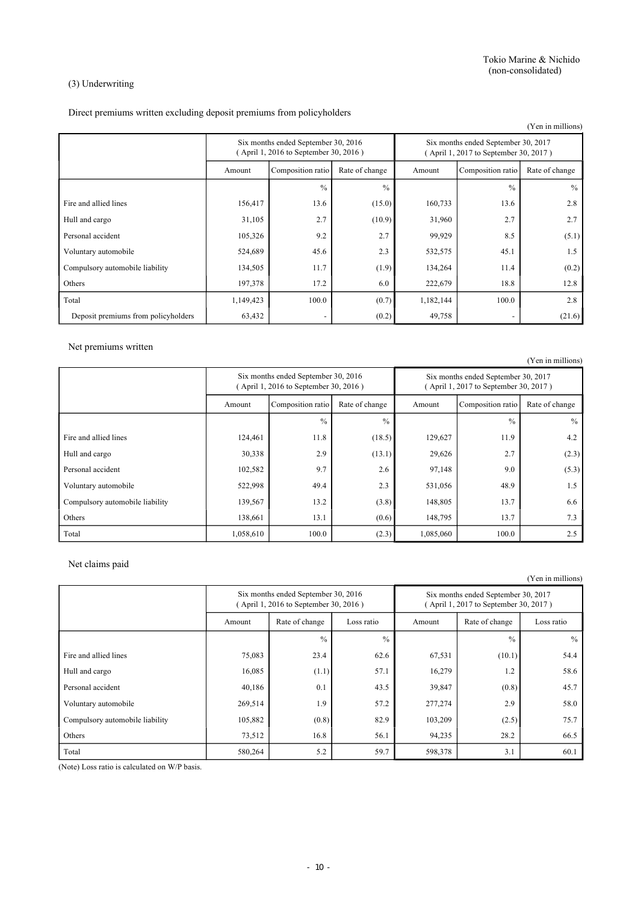Tokio Marine & Nichido
(non-consolidated)

### (3) Underwriting

Direct premiums written excluding deposit premiums from policyholders

(Yen in millions)

| | Six months ended September 30, 2016 (April 1, 2016 to September 30, 2016) | | | Six months ended September 30, 2017 (April 1, 2017 to September 30, 2017) | | |
|---|---|---|---|---|---|---|
| | Amount | Composition ratio | Rate of change | Amount | Composition ratio | Rate of change |
| | | % | % | | % | % |
| Fire and allied lines | 156,417 | 13.6 | (15.0) | 160,733 | 13.6 | 2.8 |
| Hull and cargo | 31,105 | 2.7 | (10.9) | 31,960 | 2.7 | 2.7 |
| Personal accident | 105,326 | 9.2 | 2.7 | 99,929 | 8.5 | (5.1) |
| Voluntary automobile | 524,689 | 45.6 | 2.3 | 532,575 | 45.1 | 1.5 |
| Compulsory automobile liability | 134,505 | 11.7 | (1.9) | 134,264 | 11.4 | (0.2) |
| Others | 197,378 | 17.2 | 6.0 | 222,679 | 18.8 | 12.8 |
| Total | 1,149,423 | 100.0 | (0.7) | 1,182,144 | 100.0 | 2.8 |
| Deposit premiums from policyholders | 63,432 | - | (0.2) | 49,758 | - | (21.6) |

Net premiums written

(Yen in millions)

| | Six months ended September 30, 2016 (April 1, 2016 to September 30, 2016) | | | Six months ended September 30, 2017 (April 1, 2017 to September 30, 2017) | | |
|---|---|---|---|---|---|---|
| | Amount | Composition ratio | Rate of change | Amount | Composition ratio | Rate of change |
| | | % | % | | % | % |
| Fire and allied lines | 124,461 | 11.8 | (18.5) | 129,627 | 11.9 | 4.2 |
| Hull and cargo | 30,338 | 2.9 | (13.1) | 29,626 | 2.7 | (2.3) |
| Personal accident | 102,582 | 9.7 | 2.6 | 97,148 | 9.0 | (5.3) |
| Voluntary automobile | 522,998 | 49.4 | 2.3 | 531,056 | 48.9 | 1.5 |
| Compulsory automobile liability | 139,567 | 13.2 | (3.8) | 148,805 | 13.7 | 6.6 |
| Others | 138,661 | 13.1 | (0.6) | 148,795 | 13.7 | 7.3 |
| Total | 1,058,610 | 100.0 | (2.3) | 1,085,060 | 100.0 | 2.5 |

Net claims paid

(Yen in millions)

| | Six months ended September 30, 2016 (April 1, 2016 to September 30, 2016) | | | Six months ended September 30, 2017 (April 1, 2017 to September 30, 2017) | | |
|---|---|---|---|---|---|---|
| | Amount | Rate of change | Loss ratio | Amount | Rate of change | Loss ratio |
| | | % | % | | % | % |
| Fire and allied lines | 75,083 | 23.4 | 62.6 | 67,531 | (10.1) | 54.4 |
| Hull and cargo | 16,085 | (1.1) | 57.1 | 16,279 | 1.2 | 58.6 |
| Personal accident | 40,186 | 0.1 | 43.5 | 39,847 | (0.8) | 45.7 |
| Voluntary automobile | 269,514 | 1.9 | 57.2 | 277,274 | 2.9 | 58.0 |
| Compulsory automobile liability | 105,882 | (0.8) | 82.9 | 103,209 | (2.5) | 75.7 |
| Others | 73,512 | 16.8 | 56.1 | 94,235 | 28.2 | 66.5 |
| Total | 580,264 | 5.2 | 59.7 | 598,378 | 3.1 | 60.1 |

(Note) Loss ratio is calculated on W/P basis.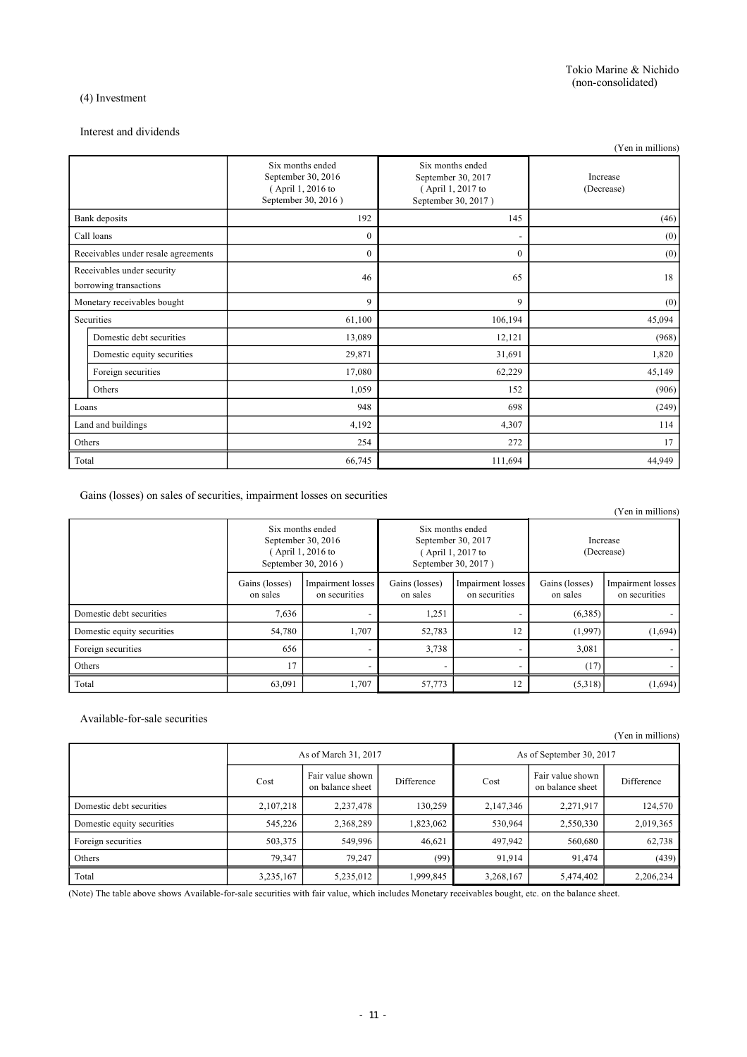Tokio Marine & Nichido (non-consolidated)

(4) Investment

Interest and dividends

(Yen in millions)

| | Six months ended September 30, 2016 ( April 1, 2016 to September 30, 2016 ) | Six months ended September 30, 2017 ( April 1, 2017 to September 30, 2017 ) | Increase (Decrease) |
|---|---|---|---|
| Bank deposits | 192 | 145 | (46) |
| Call loans | 0 | - | (0) |
| Receivables under resale agreements | 0 | 0 | (0) |
| Receivables under security borrowing transactions | 46 | 65 | 18 |
| Monetary receivables bought | 9 | 9 | (0) |
| Securities | 61,100 | 106,194 | 45,094 |
| Domestic debt securities | 13,089 | 12,121 | (968) |
| Domestic equity securities | 29,871 | 31,691 | 1,820 |
| Foreign securities | 17,080 | 62,229 | 45,149 |
| Others | 1,059 | 152 | (906) |
| Loans | 948 | 698 | (249) |
| Land and buildings | 4,192 | 4,307 | 114 |
| Others | 254 | 272 | 17 |
| Total | 66,745 | 111,694 | 44,949 |

Gains (losses) on sales of securities, impairment losses on securities

(Yen in millions)

| | Six months ended September 30, 2016 ( April 1, 2016 to September 30, 2016 ) | | Six months ended September 30, 2017 ( April 1, 2017 to September 30, 2017 ) | | Increase (Decrease) | |
|---|---|---|---|---|---|---|
| | Gains (losses) on sales | Impairment losses on securities | Gains (losses) on sales | Impairment losses on securities | Gains (losses) on sales | Impairment losses on securities |
| Domestic debt securities | 7,636 | - | 1,251 | - | (6,385) | - |
| Domestic equity securities | 54,780 | 1,707 | 52,783 | 12 | (1,997) | (1,694) |
| Foreign securities | 656 | - | 3,738 | - | 3,081 | - |
| Others | 17 | - | - | - | (17) | - |
| Total | 63,091 | 1,707 | 57,773 | 12 | (5,318) | (1,694) |

Available-for-sale securities

(Yen in millions)

| | As of March 31, 2017 | | | As of September 30, 2017 | | |
|---|---|---|---|---|---|---|
| | Cost | Fair value shown on balance sheet | Difference | Cost | Fair value shown on balance sheet | Difference |
| Domestic debt securities | 2,107,218 | 2,237,478 | 130,259 | 2,147,346 | 2,271,917 | 124,570 |
| Domestic equity securities | 545,226 | 2,368,289 | 1,823,062 | 530,964 | 2,550,330 | 2,019,365 |
| Foreign securities | 503,375 | 549,996 | 46,621 | 497,942 | 560,680 | 62,738 |
| Others | 79,347 | 79,247 | (99) | 91,914 | 91,474 | (439) |
| Total | 3,235,167 | 5,235,012 | 1,999,845 | 3,268,167 | 5,474,402 | 2,206,234 |

(Note) The table above shows Available-for-sale securities with fair value, which includes Monetary receivables bought, etc. on the balance sheet.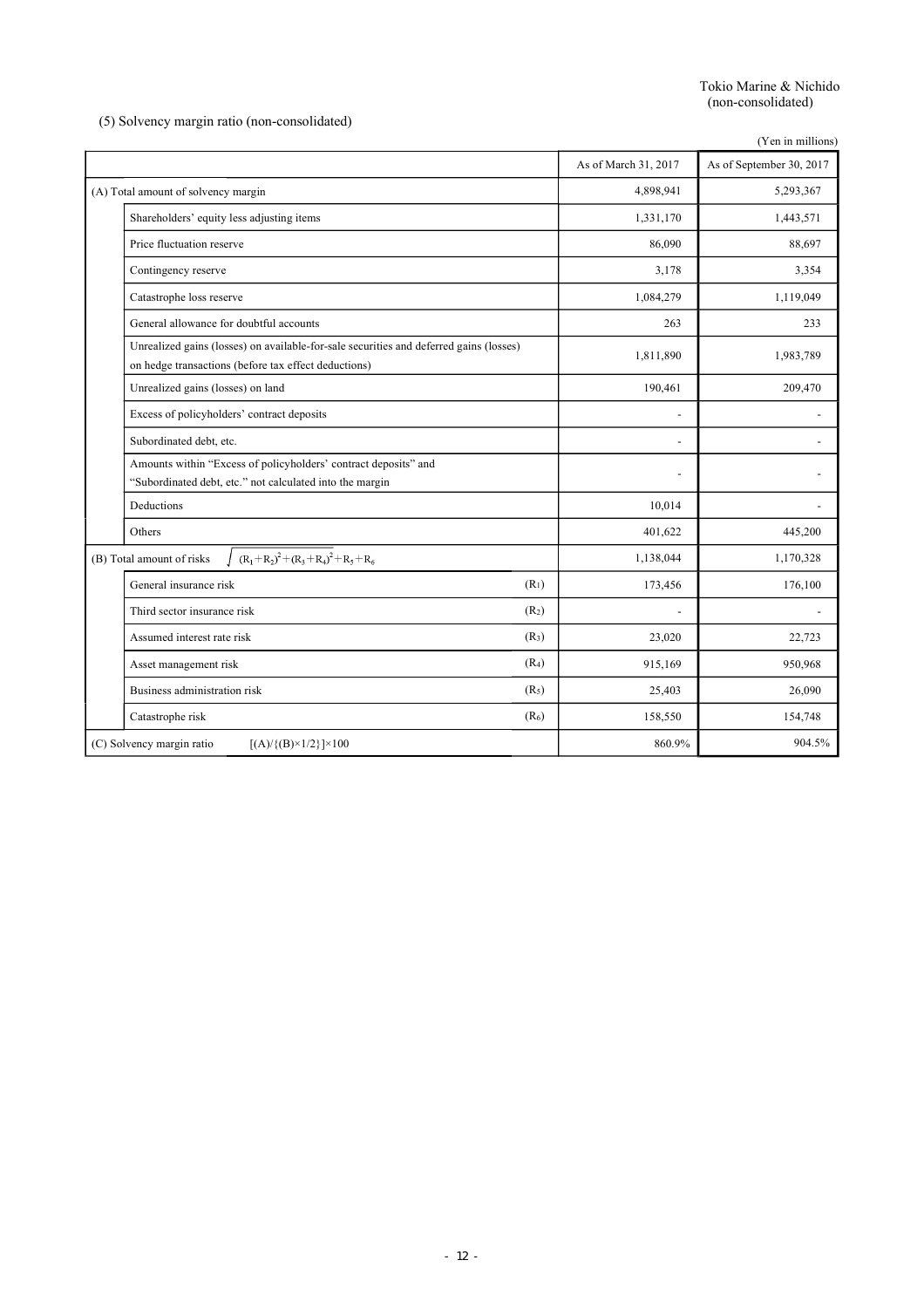Tokio Marine & Nichido
(non-consolidated)

## (5) Solvency margin ratio (non-consolidated)

(Yen in millions)

| | | As of March 31, 2017 | As of September 30, 2017 |
|---|---|---|---|
| (A) Total amount of solvency margin | | 4,898,941 | 5,293,367 |
| Shareholders' equity less adjusting items | | 1,331,170 | 1,443,571 |
| Price fluctuation reserve | | 86,090 | 88,697 |
| Contingency reserve | | 3,178 | 3,354 |
| Catastrophe loss reserve | | 1,084,279 | 1,119,049 |
| General allowance for doubtful accounts | | 263 | 233 |
| Unrealized gains (losses) on available-for-sale securities and deferred gains (losses) on hedge transactions (before tax effect deductions) | | 1,811,890 | 1,983,789 |
| Unrealized gains (losses) on land | | 190,461 | 209,470 |
| Excess of policyholders' contract deposits | | - | - |
| Subordinated debt, etc. | | - | - |
| Amounts within "Excess of policyholders' contract deposits" and "Subordinated debt, etc." not calculated into the margin | | - | - |
| Deductions | | 10,014 | - |
| Others | | 401,622 | 445,200 |
| (B) Total amount of risks $\sqrt{(R_1+R_2)^2+(R_3+R_4)^2}+R_5+R_6$ | | 1,138,044 | 1,170,328 |
| General insurance risk | ($R_1$) | 173,456 | 176,100 |
| Third sector insurance risk | ($R_2$) | - | - |
| Assumed interest rate risk | ($R_3$) | 23,020 | 22,723 |
| Asset management risk | ($R_4$) | 915,169 | 950,968 |
| Business administration risk | ($R_5$) | 25,403 | 26,090 |
| Catastrophe risk | ($R_6$) | 158,550 | 154,748 |
| (C) Solvency margin ratio $[(A)/\{(B)\times 1/2\}]\times 100$ | | 860.9% | 904.5% |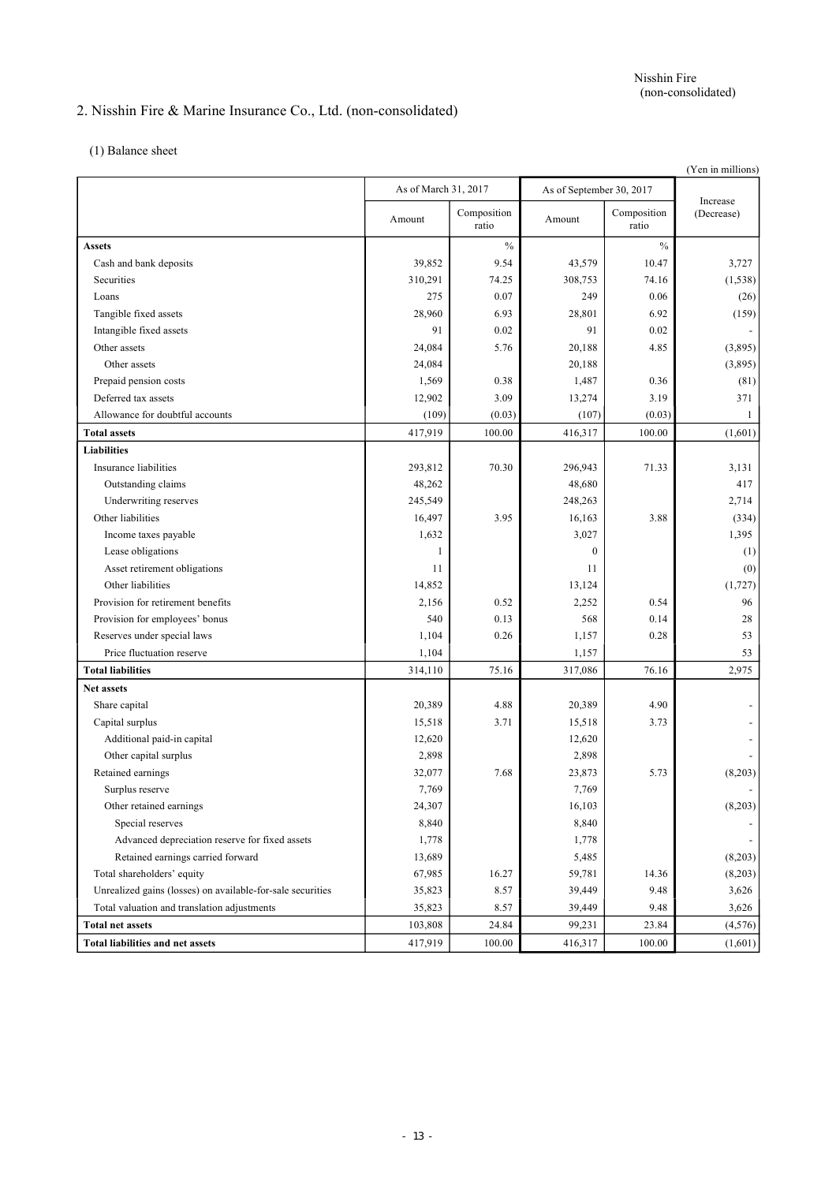## 2. Nisshin Fire & Marine Insurance Co., Ltd. (non-consolidated)

### (1) Balance sheet

(Yen in millions)

| | As of March 31, 2017 | | As of September 30, 2017 | | Increase (Decrease) |
|---|---|---|---|---|---|
| | Amount | Composition ratio | Amount | Composition ratio | |
| **Assets** | | % | | % | |
| Cash and bank deposits | 39,852 | 9.54 | 43,579 | 10.47 | 3,727 |
| Securities | 310,291 | 74.25 | 308,753 | 74.16 | (1,538) |
| Loans | 275 | 0.07 | 249 | 0.06 | (26) |
| Tangible fixed assets | 28,960 | 6.93 | 28,801 | 6.92 | (159) |
| Intangible fixed assets | 91 | 0.02 | 91 | 0.02 | - |
| Other assets | 24,084 | 5.76 | 20,188 | 4.85 | (3,895) |
| Other assets | 24,084 | | 20,188 | | (3,895) |
| Prepaid pension costs | 1,569 | 0.38 | 1,487 | 0.36 | (81) |
| Deferred tax assets | 12,902 | 3.09 | 13,274 | 3.19 | 371 |
| Allowance for doubtful accounts | (109) | (0.03) | (107) | (0.03) | 1 |
| **Total assets** | 417,919 | 100.00 | 416,317 | 100.00 | (1,601) |
| **Liabilities** | | | | | |
| Insurance liabilities | 293,812 | 70.30 | 296,943 | 71.33 | 3,131 |
| Outstanding claims | 48,262 | | 48,680 | | 417 |
| Underwriting reserves | 245,549 | | 248,263 | | 2,714 |
| Other liabilities | 16,497 | 3.95 | 16,163 | 3.88 | (334) |
| Income taxes payable | 1,632 | | 3,027 | | 1,395 |
| Lease obligations | 1 | | 0 | | (1) |
| Asset retirement obligations | 11 | | 11 | | (0) |
| Other liabilities | 14,852 | | 13,124 | | (1,727) |
| Provision for retirement benefits | 2,156 | 0.52 | 2,252 | 0.54 | 96 |
| Provision for employees' bonus | 540 | 0.13 | 568 | 0.14 | 28 |
| Reserves under special laws | 1,104 | 0.26 | 1,157 | 0.28 | 53 |
| Price fluctuation reserve | 1,104 | | 1,157 | | 53 |
| **Total liabilities** | 314,110 | 75.16 | 317,086 | 76.16 | 2,975 |
| **Net assets** | | | | | |
| Share capital | 20,389 | 4.88 | 20,389 | 4.90 | - |
| Capital surplus | 15,518 | 3.71 | 15,518 | 3.73 | - |
| Additional paid-in capital | 12,620 | | 12,620 | | - |
| Other capital surplus | 2,898 | | 2,898 | | - |
| Retained earnings | 32,077 | 7.68 | 23,873 | 5.73 | (8,203) |
| Surplus reserve | 7,769 | | 7,769 | | - |
| Other retained earnings | 24,307 | | 16,103 | | (8,203) |
| Special reserves | 8,840 | | 8,840 | | - |
| Advanced depreciation reserve for fixed assets | 1,778 | | 1,778 | | - |
| Retained earnings carried forward | 13,689 | | 5,485 | | (8,203) |
| Total shareholders' equity | 67,985 | 16.27 | 59,781 | 14.36 | (8,203) |
| Unrealized gains (losses) on available-for-sale securities | 35,823 | 8.57 | 39,449 | 9.48 | 3,626 |
| Total valuation and translation adjustments | 35,823 | 8.57 | 39,449 | 9.48 | 3,626 |
| **Total net assets** | 103,808 | 24.84 | 99,231 | 23.84 | (4,576) |
| **Total liabilities and net assets** | 417,919 | 100.00 | 416,317 | 100.00 | (1,601) |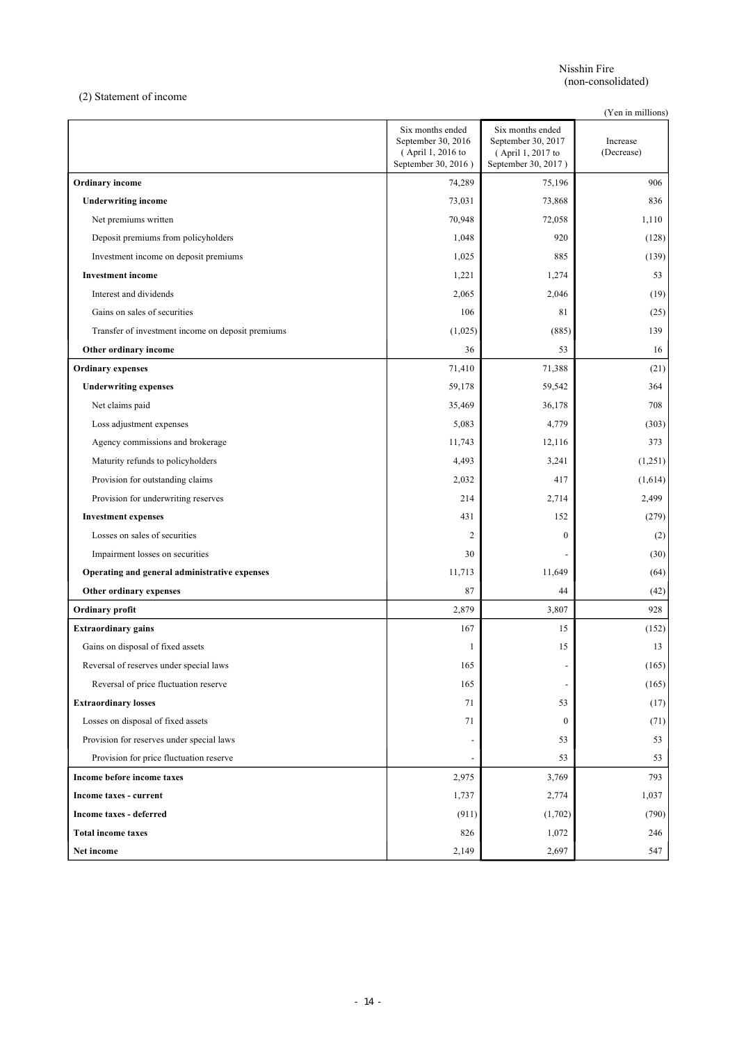Nisshin Fire
(non-consolidated)

(2) Statement of income

(Yen in millions)

| | Six months ended September 30, 2016 ( April 1, 2016 to September 30, 2016 ) | Six months ended September 30, 2017 ( April 1, 2017 to September 30, 2017 ) | Increase (Decrease) |
|---|---|---|---|
| **Ordinary income** | 74,289 | 75,196 | 906 |
| **Underwriting income** | 73,031 | 73,868 | 836 |
| Net premiums written | 70,948 | 72,058 | 1,110 |
| Deposit premiums from policyholders | 1,048 | 920 | (128) |
| Investment income on deposit premiums | 1,025 | 885 | (139) |
| **Investment income** | 1,221 | 1,274 | 53 |
| Interest and dividends | 2,065 | 2,046 | (19) |
| Gains on sales of securities | 106 | 81 | (25) |
| Transfer of investment income on deposit premiums | (1,025) | (885) | 139 |
| **Other ordinary income** | 36 | 53 | 16 |
| **Ordinary expenses** | 71,410 | 71,388 | (21) |
| **Underwriting expenses** | 59,178 | 59,542 | 364 |
| Net claims paid | 35,469 | 36,178 | 708 |
| Loss adjustment expenses | 5,083 | 4,779 | (303) |
| Agency commissions and brokerage | 11,743 | 12,116 | 373 |
| Maturity refunds to policyholders | 4,493 | 3,241 | (1,251) |
| Provision for outstanding claims | 2,032 | 417 | (1,614) |
| Provision for underwriting reserves | 214 | 2,714 | 2,499 |
| **Investment expenses** | 431 | 152 | (279) |
| Losses on sales of securities | 2 | 0 | (2) |
| Impairment losses on securities | 30 | - | (30) |
| **Operating and general administrative expenses** | 11,713 | 11,649 | (64) |
| **Other ordinary expenses** | 87 | 44 | (42) |
| **Ordinary profit** | 2,879 | 3,807 | 928 |
| **Extraordinary gains** | 167 | 15 | (152) |
| Gains on disposal of fixed assets | 1 | 15 | 13 |
| Reversal of reserves under special laws | 165 | - | (165) |
| Reversal of price fluctuation reserve | 165 | - | (165) |
| **Extraordinary losses** | 71 | 53 | (17) |
| Losses on disposal of fixed assets | 71 | 0 | (71) |
| Provision for reserves under special laws | - | 53 | 53 |
| Provision for price fluctuation reserve | - | 53 | 53 |
| **Income before income taxes** | 2,975 | 3,769 | 793 |
| **Income taxes - current** | 1,737 | 2,774 | 1,037 |
| **Income taxes - deferred** | (911) | (1,702) | (790) |
| **Total income taxes** | 826 | 1,072 | 246 |
| **Net income** | 2,149 | 2,697 | 547 |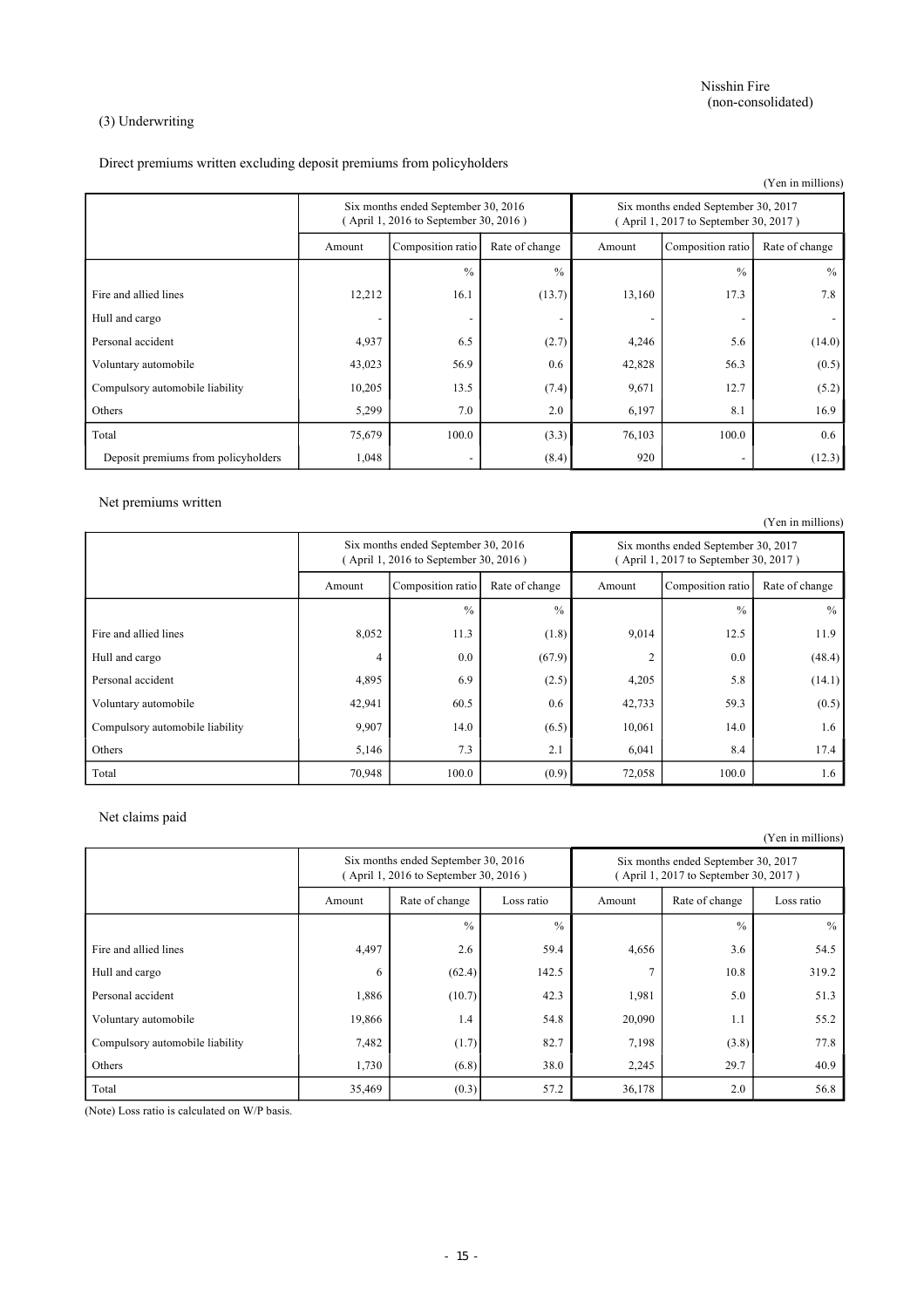Nisshin Fire
(non-consolidated)

### (3) Underwriting

Direct premiums written excluding deposit premiums from policyholders

(Yen in millions)

| | Six months ended September 30, 2016 ( April 1, 2016 to September 30, 2016 ) | | | Six months ended September 30, 2017 ( April 1, 2017 to September 30, 2017 ) | | |
|---|---|---|---|---|---|---|
| | Amount | Composition ratio | Rate of change | Amount | Composition ratio | Rate of change |
| | | % | % | | % | % |
| Fire and allied lines | 12,212 | 16.1 | (13.7) | 13,160 | 17.3 | 7.8 |
| Hull and cargo | - | - | - | - | - | - |
| Personal accident | 4,937 | 6.5 | (2.7) | 4,246 | 5.6 | (14.0) |
| Voluntary automobile | 43,023 | 56.9 | 0.6 | 42,828 | 56.3 | (0.5) |
| Compulsory automobile liability | 10,205 | 13.5 | (7.4) | 9,671 | 12.7 | (5.2) |
| Others | 5,299 | 7.0 | 2.0 | 6,197 | 8.1 | 16.9 |
| Total | 75,679 | 100.0 | (3.3) | 76,103 | 100.0 | 0.6 |
| Deposit premiums from policyholders | 1,048 | - | (8.4) | 920 | - | (12.3) |

Net premiums written

(Yen in millions)

| | Six months ended September 30, 2016 ( April 1, 2016 to September 30, 2016 ) | | | Six months ended September 30, 2017 ( April 1, 2017 to September 30, 2017 ) | | |
|---|---|---|---|---|---|---|
| | Amount | Composition ratio | Rate of change | Amount | Composition ratio | Rate of change |
| | | % | % | | % | % |
| Fire and allied lines | 8,052 | 11.3 | (1.8) | 9,014 | 12.5 | 11.9 |
| Hull and cargo | 4 | 0.0 | (67.9) | 2 | 0.0 | (48.4) |
| Personal accident | 4,895 | 6.9 | (2.5) | 4,205 | 5.8 | (14.1) |
| Voluntary automobile | 42,941 | 60.5 | 0.6 | 42,733 | 59.3 | (0.5) |
| Compulsory automobile liability | 9,907 | 14.0 | (6.5) | 10,061 | 14.0 | 1.6 |
| Others | 5,146 | 7.3 | 2.1 | 6,041 | 8.4 | 17.4 |
| Total | 70,948 | 100.0 | (0.9) | 72,058 | 100.0 | 1.6 |

Net claims paid

(Yen in millions)

| | Six months ended September 30, 2016 ( April 1, 2016 to September 30, 2016 ) | | | Six months ended September 30, 2017 ( April 1, 2017 to September 30, 2017 ) | | |
|---|---|---|---|---|---|---|
| | Amount | Rate of change | Loss ratio | Amount | Rate of change | Loss ratio |
| | | % | % | | % | % |
| Fire and allied lines | 4,497 | 2.6 | 59.4 | 4,656 | 3.6 | 54.5 |
| Hull and cargo | 6 | (62.4) | 142.5 | 7 | 10.8 | 319.2 |
| Personal accident | 1,886 | (10.7) | 42.3 | 1,981 | 5.0 | 51.3 |
| Voluntary automobile | 19,866 | 1.4 | 54.8 | 20,090 | 1.1 | 55.2 |
| Compulsory automobile liability | 7,482 | (1.7) | 82.7 | 7,198 | (3.8) | 77.8 |
| Others | 1,730 | (6.8) | 38.0 | 2,245 | 29.7 | 40.9 |
| Total | 35,469 | (0.3) | 57.2 | 36,178 | 2.0 | 56.8 |

(Note) Loss ratio is calculated on W/P basis.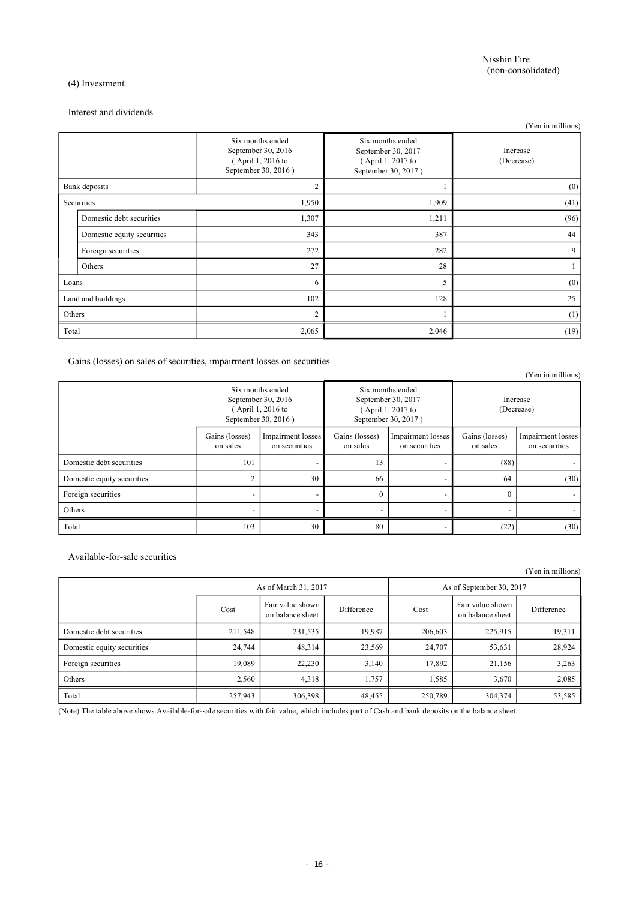Nisshin Fire
(non-consolidated)

### (4) Investment

#### Interest and dividends

(Yen in millions)

| | | Six months ended September 30, 2016 ( April 1, 2016 to September 30, 2016 ) | Six months ended September 30, 2017 ( April 1, 2017 to September 30, 2017 ) | Increase (Decrease) |
|---|---|---|---|---|
| Bank deposits | | 2 | 1 | (0) |
| Securities | | 1,950 | 1,909 | (41) |
| | Domestic debt securities | 1,307 | 1,211 | (96) |
| | Domestic equity securities | 343 | 387 | 44 |
| | Foreign securities | 272 | 282 | 9 |
| | Others | 27 | 28 | 1 |
| Loans | | 6 | 5 | (0) |
| Land and buildings | | 102 | 128 | 25 |
| Others | | 2 | 1 | (1) |
| Total | | 2,065 | 2,046 | (19) |

#### Gains (losses) on sales of securities, impairment losses on securities

(Yen in millions)

| | Six months ended September 30, 2016 ( April 1, 2016 to September 30, 2016 ) | | Six months ended September 30, 2017 ( April 1, 2017 to September 30, 2017 ) | | Increase (Decrease) | |
|---|---|---|---|---|---|---|
| | Gains (losses) on sales | Impairment losses on securities | Gains (losses) on sales | Impairment losses on securities | Gains (losses) on sales | Impairment losses on securities |
| Domestic debt securities | 101 | - | 13 | - | (88) | - |
| Domestic equity securities | 2 | 30 | 66 | - | 64 | (30) |
| Foreign securities | - | - | 0 | - | 0 | - |
| Others | - | - | - | - | - | - |
| Total | 103 | 30 | 80 | - | (22) | (30) |

#### Available-for-sale securities

(Yen in millions)

| | As of March 31, 2017 | | | As of September 30, 2017 | | |
|---|---|---|---|---|---|---|
| | Cost | Fair value shown on balance sheet | Difference | Cost | Fair value shown on balance sheet | Difference |
| Domestic debt securities | 211,548 | 231,535 | 19,987 | 206,603 | 225,915 | 19,311 |
| Domestic equity securities | 24,744 | 48,314 | 23,569 | 24,707 | 53,631 | 28,924 |
| Foreign securities | 19,089 | 22,230 | 3,140 | 17,892 | 21,156 | 3,263 |
| Others | 2,560 | 4,318 | 1,757 | 1,585 | 3,670 | 2,085 |
| Total | 257,943 | 306,398 | 48,455 | 250,789 | 304,374 | 53,585 |

(Note) The table above shows Available-for-sale securities with fair value, which includes part of Cash and bank deposits on the balance sheet.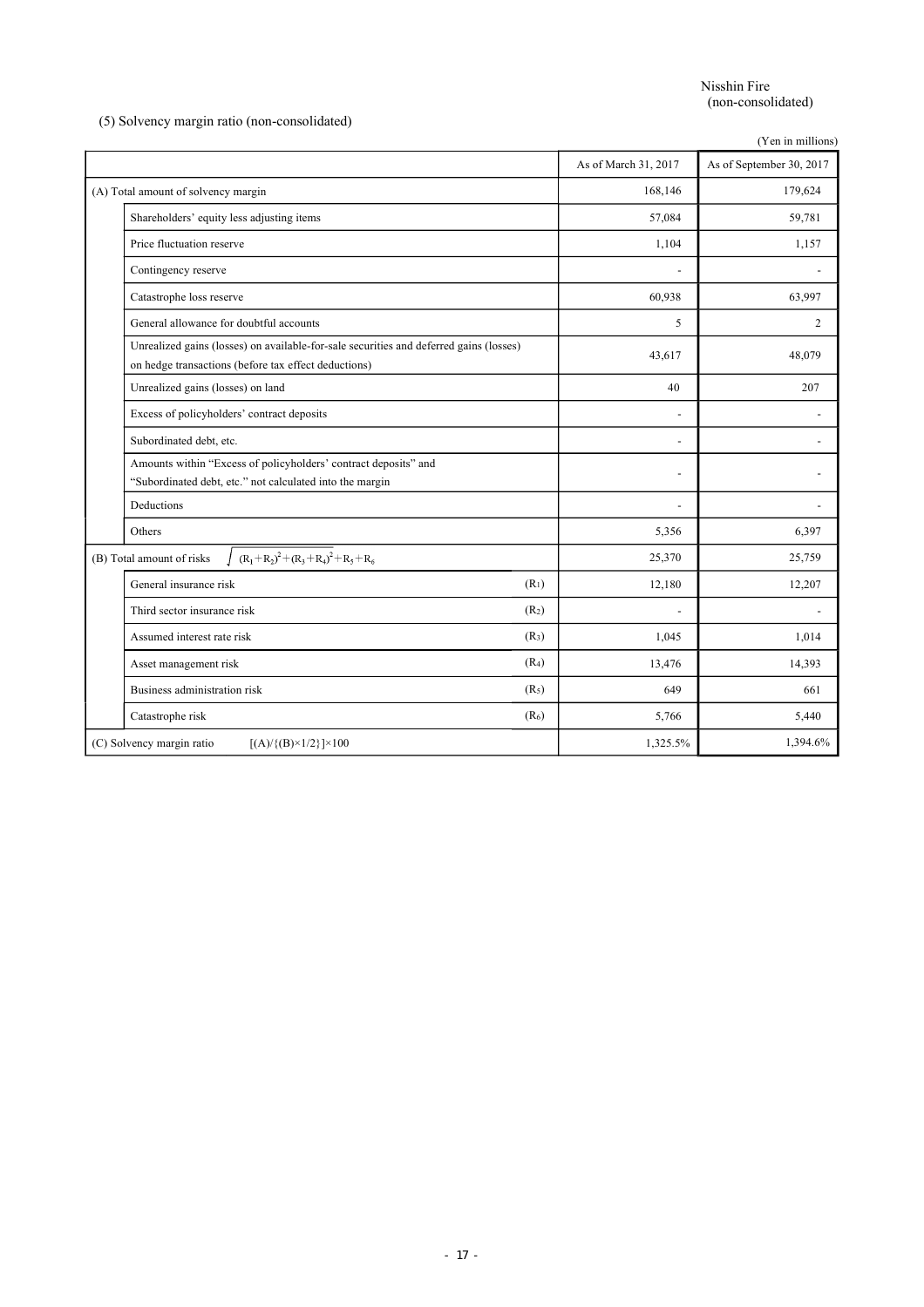Nisshin Fire
(non-consolidated)

## (5) Solvency margin ratio (non-consolidated)

(Yen in millions)

| | | As of March 31, 2017 | As of September 30, 2017 |
|---|---|---|---|
| (A) Total amount of solvency margin | | 168,146 | 179,624 |
| Shareholders' equity less adjusting items | | 57,084 | 59,781 |
| Price fluctuation reserve | | 1,104 | 1,157 |
| Contingency reserve | | - | - |
| Catastrophe loss reserve | | 60,938 | 63,997 |
| General allowance for doubtful accounts | | 5 | 2 |
| Unrealized gains (losses) on available-for-sale securities and deferred gains (losses) on hedge transactions (before tax effect deductions) | | 43,617 | 48,079 |
| Unrealized gains (losses) on land | | 40 | 207 |
| Excess of policyholders' contract deposits | | - | - |
| Subordinated debt, etc. | | - | - |
| Amounts within "Excess of policyholders' contract deposits" and "Subordinated debt, etc." not calculated into the margin | | - | - |
| Deductions | | - | - |
| Others | | 5,356 | 6,397 |
| (B) Total amount of risks $\sqrt{(R_1+R_2)^2+(R_3+R_4)^2}+R_5+R_6$ | | 25,370 | 25,759 |
| General insurance risk | $(R_1)$ | 12,180 | 12,207 |
| Third sector insurance risk | $(R_2)$ | - | - |
| Assumed interest rate risk | $(R_3)$ | 1,045 | 1,014 |
| Asset management risk | $(R_4)$ | 13,476 | 14,393 |
| Business administration risk | $(R_5)$ | 649 | 661 |
| Catastrophe risk | $(R_6)$ | 5,766 | 5,440 |
| (C) Solvency margin ratio $[(A)/\{(B)\times 1/2\}]\times 100$ | | 1,325.5% | 1,394.6% |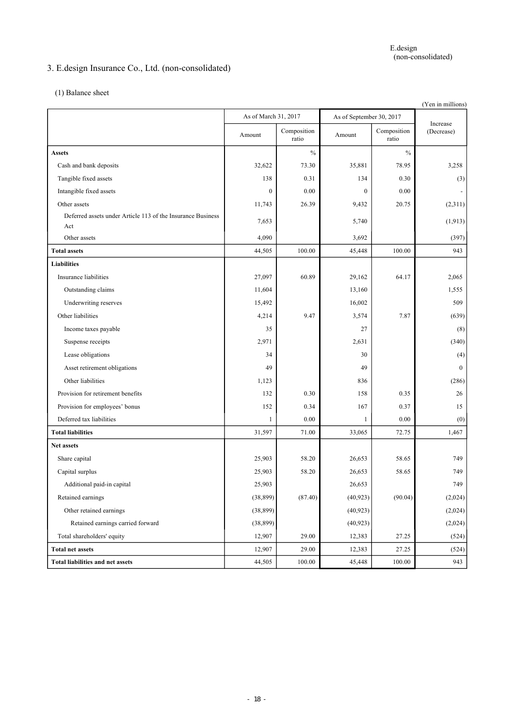## 3. E.design Insurance Co., Ltd. (non-consolidated)

### (1) Balance sheet

(Yen in millions)

| | As of March 31, 2017 | | As of September 30, 2017 | | Increase (Decrease) |
|---|---|---|---|---|---|
| | Amount | Composition ratio | Amount | Composition ratio | |
| **Assets** | | % | | % | |
| Cash and bank deposits | 32,622 | 73.30 | 35,881 | 78.95 | 3,258 |
| Tangible fixed assets | 138 | 0.31 | 134 | 0.30 | (3) |
| Intangible fixed assets | 0 | 0.00 | 0 | 0.00 | - |
| Other assets | 11,743 | 26.39 | 9,432 | 20.75 | (2,311) |
| Deferred assets under Article 113 of the Insurance Business Act | 7,653 | | 5,740 | | (1,913) |
| Other assets | 4,090 | | 3,692 | | (397) |
| **Total assets** | 44,505 | 100.00 | 45,448 | 100.00 | 943 |
| **Liabilities** | | | | | |
| Insurance liabilities | 27,097 | 60.89 | 29,162 | 64.17 | 2,065 |
| Outstanding claims | 11,604 | | 13,160 | | 1,555 |
| Underwriting reserves | 15,492 | | 16,002 | | 509 |
| Other liabilities | 4,214 | 9.47 | 3,574 | 7.87 | (639) |
| Income taxes payable | 35 | | 27 | | (8) |
| Suspense receipts | 2,971 | | 2,631 | | (340) |
| Lease obligations | 34 | | 30 | | (4) |
| Asset retirement obligations | 49 | | 49 | | 0 |
| Other liabilities | 1,123 | | 836 | | (286) |
| Provision for retirement benefits | 132 | 0.30 | 158 | 0.35 | 26 |
| Provision for employees' bonus | 152 | 0.34 | 167 | 0.37 | 15 |
| Deferred tax liabilities | 1 | 0.00 | 1 | 0.00 | (0) |
| **Total liabilities** | 31,597 | 71.00 | 33,065 | 72.75 | 1,467 |
| **Net assets** | | | | | |
| Share capital | 25,903 | 58.20 | 26,653 | 58.65 | 749 |
| Capital surplus | 25,903 | 58.20 | 26,653 | 58.65 | 749 |
| Additional paid-in capital | 25,903 | | 26,653 | | 749 |
| Retained earnings | (38,899) | (87.40) | (40,923) | (90.04) | (2,024) |
| Other retained earnings | (38,899) | | (40,923) | | (2,024) |
| Retained earnings carried forward | (38,899) | | (40,923) | | (2,024) |
| Total shareholders' equity | 12,907 | 29.00 | 12,383 | 27.25 | (524) |
| **Total net assets** | 12,907 | 29.00 | 12,383 | 27.25 | (524) |
| **Total liabilities and net assets** | 44,505 | 100.00 | 45,448 | 100.00 | 943 |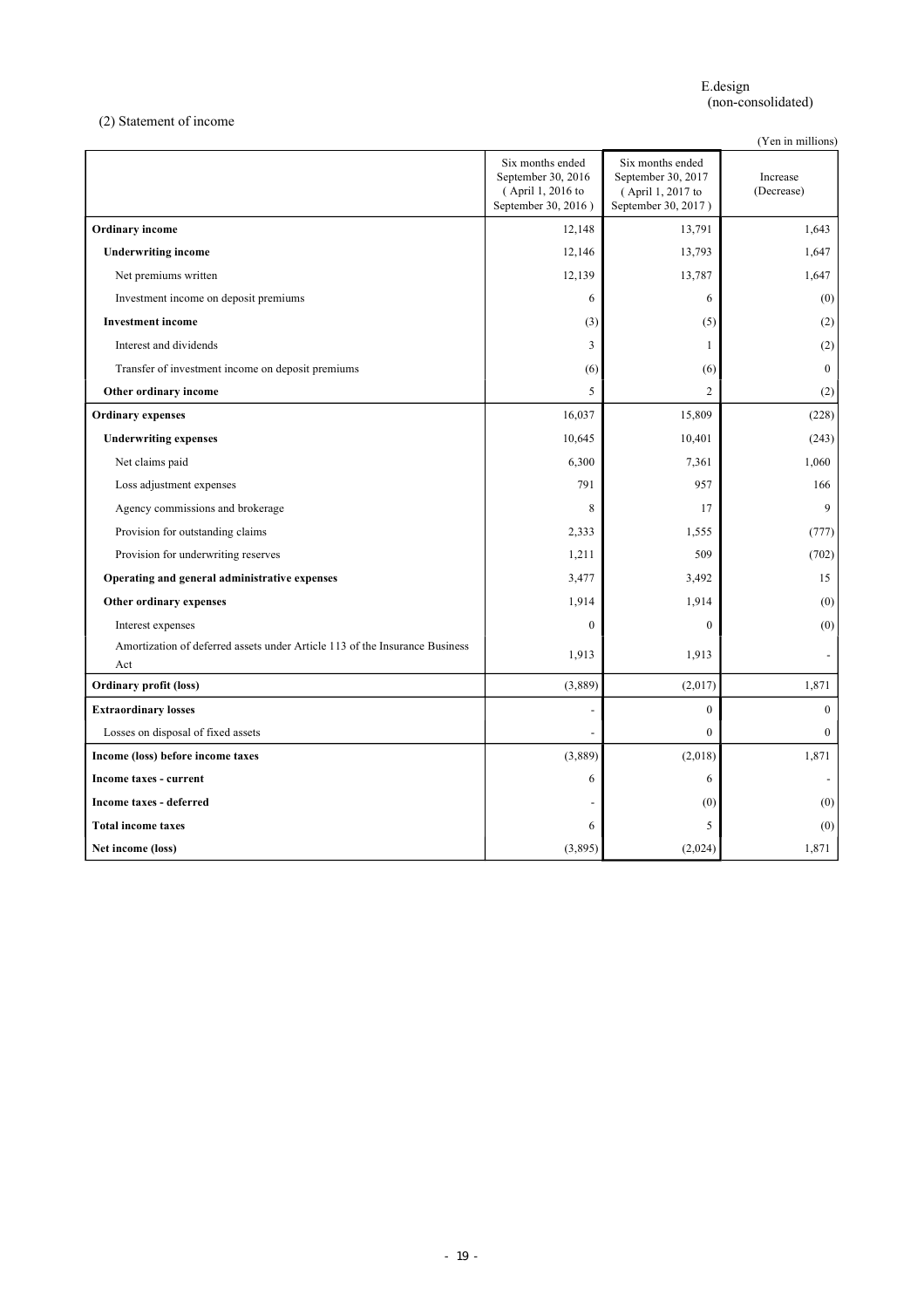E.design
(non-consolidated)

(2) Statement of income

(Yen in millions)

| | Six months ended September 30, 2016 ( April 1, 2016 to September 30, 2016 ) | Six months ended September 30, 2017 ( April 1, 2017 to September 30, 2017 ) | Increase (Decrease) |
|---|---|---|---|
| **Ordinary income** | 12,148 | 13,791 | 1,643 |
| **Underwriting income** | 12,146 | 13,793 | 1,647 |
| Net premiums written | 12,139 | 13,787 | 1,647 |
| Investment income on deposit premiums | 6 | 6 | (0) |
| **Investment income** | (3) | (5) | (2) |
| Interest and dividends | 3 | 1 | (2) |
| Transfer of investment income on deposit premiums | (6) | (6) | 0 |
| **Other ordinary income** | 5 | 2 | (2) |
| **Ordinary expenses** | 16,037 | 15,809 | (228) |
| **Underwriting expenses** | 10,645 | 10,401 | (243) |
| Net claims paid | 6,300 | 7,361 | 1,060 |
| Loss adjustment expenses | 791 | 957 | 166 |
| Agency commissions and brokerage | 8 | 17 | 9 |
| Provision for outstanding claims | 2,333 | 1,555 | (777) |
| Provision for underwriting reserves | 1,211 | 509 | (702) |
| **Operating and general administrative expenses** | 3,477 | 3,492 | 15 |
| **Other ordinary expenses** | 1,914 | 1,914 | (0) |
| Interest expenses | 0 | 0 | (0) |
| Amortization of deferred assets under Article 113 of the Insurance Business Act | 1,913 | 1,913 | - |
| **Ordinary profit (loss)** | (3,889) | (2,017) | 1,871 |
| **Extraordinary losses** | - | 0 | 0 |
| Losses on disposal of fixed assets | - | 0 | 0 |
| **Income (loss) before income taxes** | (3,889) | (2,018) | 1,871 |
| **Income taxes - current** | 6 | 6 | - |
| **Income taxes - deferred** | - | (0) | (0) |
| **Total income taxes** | 6 | 5 | (0) |
| **Net income (loss)** | (3,895) | (2,024) | 1,871 |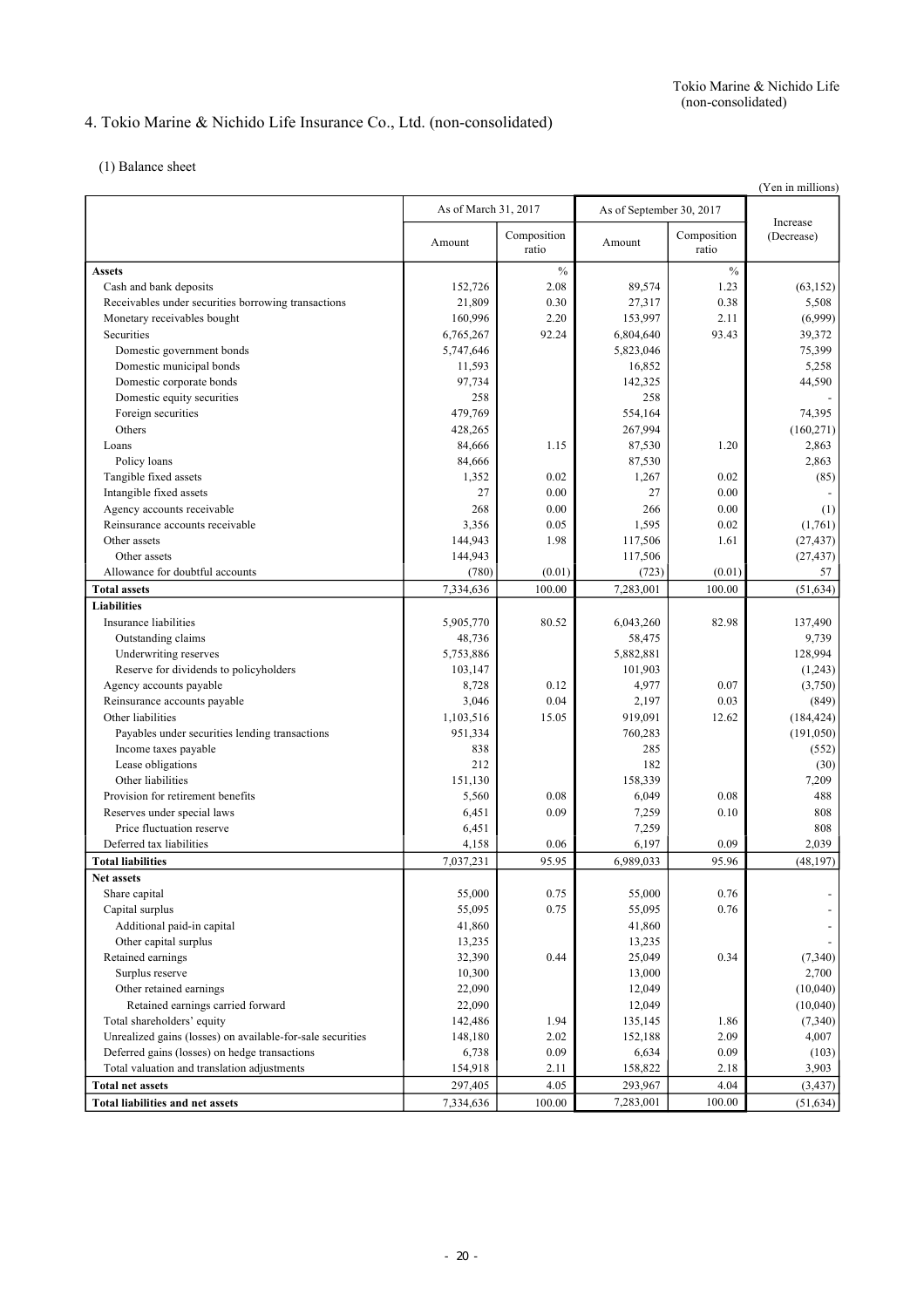## 4. Tokio Marine & Nichido Life Insurance Co., Ltd. (non-consolidated)

### (1) Balance sheet

(Yen in millions)

| | As of March 31, 2017 | | As of September 30, 2017 | | Increase (Decrease) |
|---|---|---|---|---|---|
| | Amount | Composition ratio | Amount | Composition ratio | |
| **Assets** | | % | | % | |
| Cash and bank deposits | 152,726 | 2.08 | 89,574 | 1.23 | (63,152) |
| Receivables under securities borrowing transactions | 21,809 | 0.30 | 27,317 | 0.38 | 5,508 |
| Monetary receivables bought | 160,996 | 2.20 | 153,997 | 2.11 | (6,999) |
| Securities | 6,765,267 | 92.24 | 6,804,640 | 93.43 | 39,372 |
| Domestic government bonds | 5,747,646 | | 5,823,046 | | 75,399 |
| Domestic municipal bonds | 11,593 | | 16,852 | | 5,258 |
| Domestic corporate bonds | 97,734 | | 142,325 | | 44,590 |
| Domestic equity securities | 258 | | 258 | | - |
| Foreign securities | 479,769 | | 554,164 | | 74,395 |
| Others | 428,265 | | 267,994 | | (160,271) |
| Loans | 84,666 | 1.15 | 87,530 | 1.20 | 2,863 |
| Policy loans | 84,666 | | 87,530 | | 2,863 |
| Tangible fixed assets | 1,352 | 0.02 | 1,267 | 0.02 | (85) |
| Intangible fixed assets | 27 | 0.00 | 27 | 0.00 | - |
| Agency accounts receivable | 268 | 0.00 | 266 | 0.00 | (1) |
| Reinsurance accounts receivable | 3,356 | 0.05 | 1,595 | 0.02 | (1,761) |
| Other assets | 144,943 | 1.98 | 117,506 | 1.61 | (27,437) |
| Other assets | 144,943 | | 117,506 | | (27,437) |
| Allowance for doubtful accounts | (780) | (0.01) | (723) | (0.01) | 57 |
| **Total assets** | 7,334,636 | 100.00 | 7,283,001 | 100.00 | (51,634) |
| **Liabilities** | | | | | |
| Insurance liabilities | 5,905,770 | 80.52 | 6,043,260 | 82.98 | 137,490 |
| Outstanding claims | 48,736 | | 58,475 | | 9,739 |
| Underwriting reserves | 5,753,886 | | 5,882,881 | | 128,994 |
| Reserve for dividends to policyholders | 103,147 | | 101,903 | | (1,243) |
| Agency accounts payable | 8,728 | 0.12 | 4,977 | 0.07 | (3,750) |
| Reinsurance accounts payable | 3,046 | 0.04 | 2,197 | 0.03 | (849) |
| Other liabilities | 1,103,516 | 15.05 | 919,091 | 12.62 | (184,424) |
| Payables under securities lending transactions | 951,334 | | 760,283 | | (191,050) |
| Income taxes payable | 838 | | 285 | | (552) |
| Lease obligations | 212 | | 182 | | (30) |
| Other liabilities | 151,130 | | 158,339 | | 7,209 |
| Provision for retirement benefits | 5,560 | 0.08 | 6,049 | 0.08 | 488 |
| Reserves under special laws | 6,451 | 0.09 | 7,259 | 0.10 | 808 |
| Price fluctuation reserve | 6,451 | | 7,259 | | 808 |
| Deferred tax liabilities | 4,158 | 0.06 | 6,197 | 0.09 | 2,039 |
| **Total liabilities** | 7,037,231 | 95.95 | 6,989,033 | 95.96 | (48,197) |
| **Net assets** | | | | | |
| Share capital | 55,000 | 0.75 | 55,000 | 0.76 | - |
| Capital surplus | 55,095 | 0.75 | 55,095 | 0.76 | - |
| Additional paid-in capital | 41,860 | | 41,860 | | - |
| Other capital surplus | 13,235 | | 13,235 | | - |
| Retained earnings | 32,390 | 0.44 | 25,049 | 0.34 | (7,340) |
| Surplus reserve | 10,300 | | 13,000 | | 2,700 |
| Other retained earnings | 22,090 | | 12,049 | | (10,040) |
| Retained earnings carried forward | 22,090 | | 12,049 | | (10,040) |
| Total shareholders' equity | 142,486 | 1.94 | 135,145 | 1.86 | (7,340) |
| Unrealized gains (losses) on available-for-sale securities | 148,180 | 2.02 | 152,188 | 2.09 | 4,007 |
| Deferred gains (losses) on hedge transactions | 6,738 | 0.09 | 6,634 | 0.09 | (103) |
| Total valuation and translation adjustments | 154,918 | 2.11 | 158,822 | 2.18 | 3,903 |
| **Total net assets** | 297,405 | 4.05 | 293,967 | 4.04 | (3,437) |
| **Total liabilities and net assets** | 7,334,636 | 100.00 | 7,283,001 | 100.00 | (51,634) |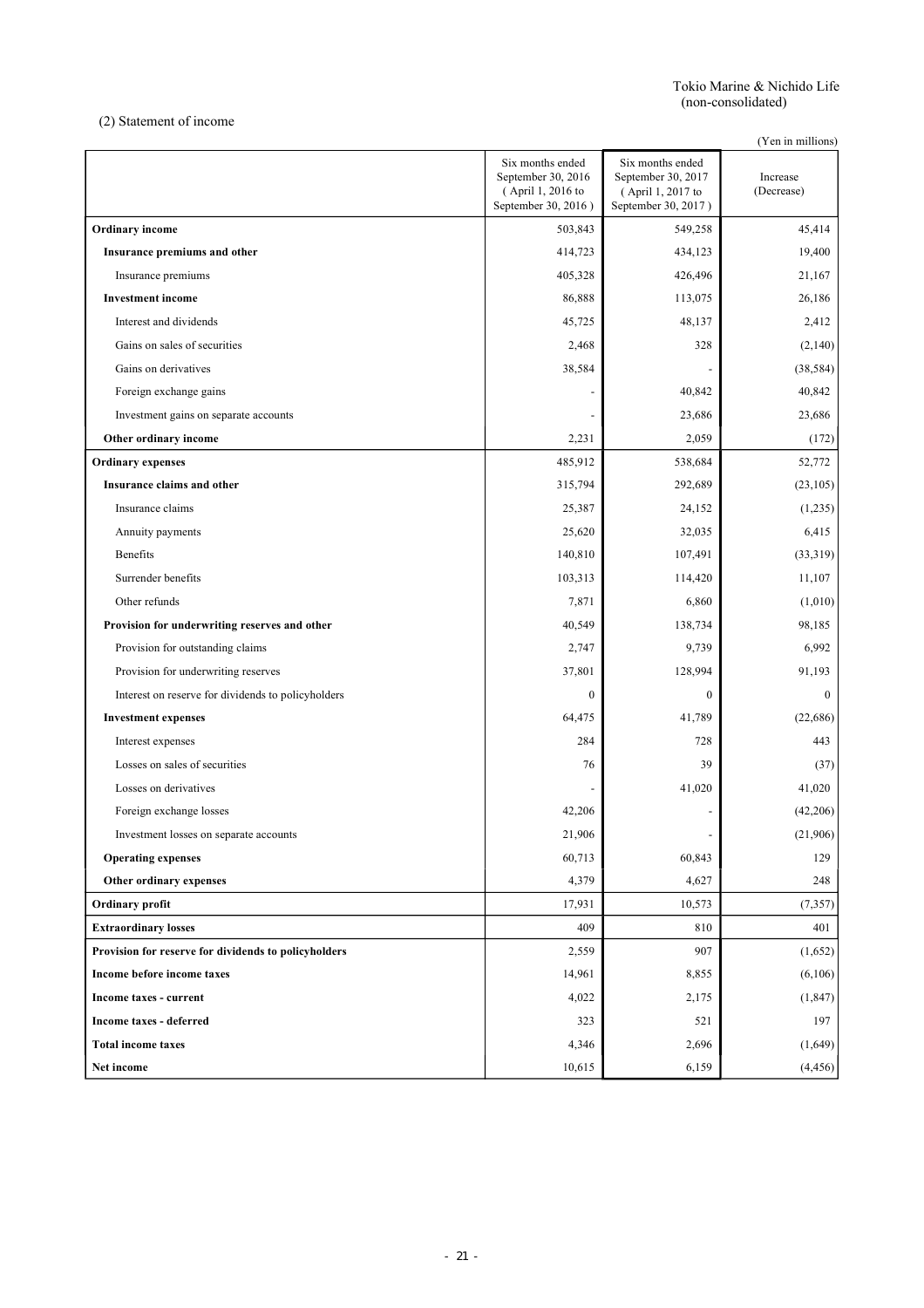Tokio Marine & Nichido Life
(non-consolidated)

(2) Statement of income

(Yen in millions)

| | Six months ended September 30, 2016 ( April 1, 2016 to September 30, 2016 ) | Six months ended September 30, 2017 ( April 1, 2017 to September 30, 2017 ) | Increase (Decrease) |
|---|---|---|---|
| **Ordinary income** | 503,843 | 549,258 | 45,414 |
| **Insurance premiums and other** | 414,723 | 434,123 | 19,400 |
| Insurance premiums | 405,328 | 426,496 | 21,167 |
| **Investment income** | 86,888 | 113,075 | 26,186 |
| Interest and dividends | 45,725 | 48,137 | 2,412 |
| Gains on sales of securities | 2,468 | 328 | (2,140) |
| Gains on derivatives | 38,584 | - | (38,584) |
| Foreign exchange gains | - | 40,842 | 40,842 |
| Investment gains on separate accounts | - | 23,686 | 23,686 |
| **Other ordinary income** | 2,231 | 2,059 | (172) |
| **Ordinary expenses** | 485,912 | 538,684 | 52,772 |
| **Insurance claims and other** | 315,794 | 292,689 | (23,105) |
| Insurance claims | 25,387 | 24,152 | (1,235) |
| Annuity payments | 25,620 | 32,035 | 6,415 |
| Benefits | 140,810 | 107,491 | (33,319) |
| Surrender benefits | 103,313 | 114,420 | 11,107 |
| Other refunds | 7,871 | 6,860 | (1,010) |
| **Provision for underwriting reserves and other** | 40,549 | 138,734 | 98,185 |
| Provision for outstanding claims | 2,747 | 9,739 | 6,992 |
| Provision for underwriting reserves | 37,801 | 128,994 | 91,193 |
| Interest on reserve for dividends to policyholders | 0 | 0 | 0 |
| **Investment expenses** | 64,475 | 41,789 | (22,686) |
| Interest expenses | 284 | 728 | 443 |
| Losses on sales of securities | 76 | 39 | (37) |
| Losses on derivatives | - | 41,020 | 41,020 |
| Foreign exchange losses | 42,206 | - | (42,206) |
| Investment losses on separate accounts | 21,906 | - | (21,906) |
| **Operating expenses** | 60,713 | 60,843 | 129 |
| **Other ordinary expenses** | 4,379 | 4,627 | 248 |
| **Ordinary profit** | 17,931 | 10,573 | (7,357) |
| **Extraordinary losses** | 409 | 810 | 401 |
| **Provision for reserve for dividends to policyholders** | 2,559 | 907 | (1,652) |
| **Income before income taxes** | 14,961 | 8,855 | (6,106) |
| **Income taxes - current** | 4,022 | 2,175 | (1,847) |
| **Income taxes - deferred** | 323 | 521 | 197 |
| **Total income taxes** | 4,346 | 2,696 | (1,649) |
| **Net income** | 10,615 | 6,159 | (4,456) |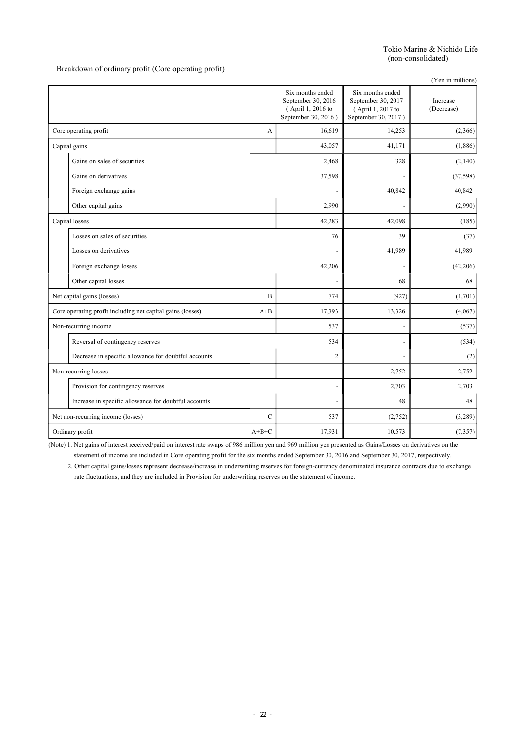Tokio Marine & Nichido Life
(non-consolidated)

Breakdown of ordinary profit (Core operating profit)

(Yen in millions)

| | | Six months ended September 30, 2016 ( April 1, 2016 to September 30, 2016 ) | Six months ended September 30, 2017 ( April 1, 2017 to September 30, 2017 ) | Increase (Decrease) |
|---|---|---|---|---|
| Core operating profit | A | 16,619 | 14,253 | (2,366) |
| Capital gains | | 43,057 | 41,171 | (1,886) |
| Gains on sales of securities | | 2,468 | 328 | (2,140) |
| Gains on derivatives | | 37,598 | - | (37,598) |
| Foreign exchange gains | | - | 40,842 | 40,842 |
| Other capital gains | | 2,990 | - | (2,990) |
| Capital losses | | 42,283 | 42,098 | (185) |
| Losses on sales of securities | | 76 | 39 | (37) |
| Losses on derivatives | | - | 41,989 | 41,989 |
| Foreign exchange losses | | 42,206 | - | (42,206) |
| Other capital losses | | - | 68 | 68 |
| Net capital gains (losses) | B | 774 | (927) | (1,701) |
| Core operating profit including net capital gains (losses) | A+B | 17,393 | 13,326 | (4,067) |
| Non-recurring income | | 537 | - | (537) |
| Reversal of contingency reserves | | 534 | - | (534) |
| Decrease in specific allowance for doubtful accounts | | 2 | - | (2) |
| Non-recurring losses | | - | 2,752 | 2,752 |
| Provision for contingency reserves | | - | 2,703 | 2,703 |
| Increase in specific allowance for doubtful accounts | | - | 48 | 48 |
| Net non-recurring income (losses) | C | 537 | (2,752) | (3,289) |
| Ordinary profit | A+B+C | 17,931 | 10,573 | (7,357) |

(Note) 1. Net gains of interest received/paid on interest rate swaps of 986 million yen and 969 million yen presented as Gains/Losses on derivatives on the statement of income are included in Core operating profit for the six months ended September 30, 2016 and September 30, 2017, respectively.

2. Other capital gains/losses represent decrease/increase in underwriting reserves for foreign-currency denominated insurance contracts due to exchange rate fluctuations, and they are included in Provision for underwriting reserves on the statement of income.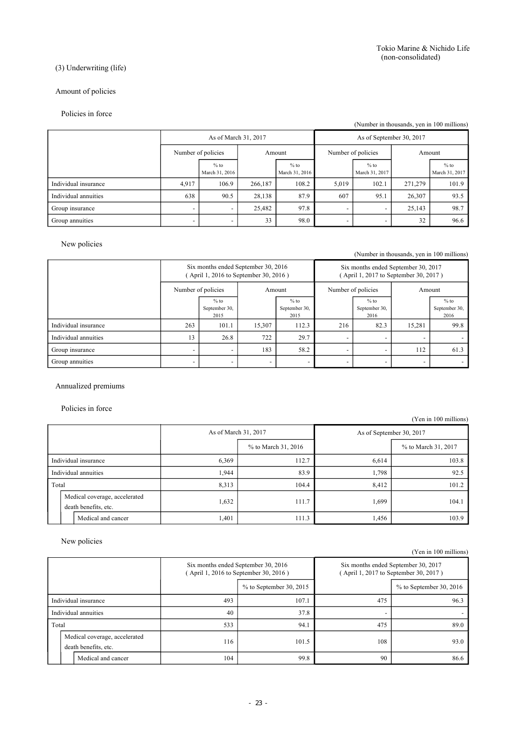Tokio Marine & Nichido Life
(non-consolidated)

(3) Underwriting (life)

Amount of policies

Policies in force

(Number in thousands, yen in 100 millions)

| | As of March 31, 2017 | | | | As of September 30, 2017 | | | |
|---|---|---|---|---|---|---|---|---|
| | Number of policies | | Amount | | Number of policies | | Amount | |
| | | % to March 31, 2016 | | % to March 31, 2016 | | % to March 31, 2017 | | % to March 31, 2017 |
| Individual insurance | 4,917 | 106.9 | 266,187 | 108.2 | 5,019 | 102.1 | 271,279 | 101.9 |
| Individual annuities | 638 | 90.5 | 28,138 | 87.9 | 607 | 95.1 | 26,307 | 93.5 |
| Group insurance | - | - | 25,482 | 97.8 | - | - | 25,143 | 98.7 |
| Group annuities | - | - | 33 | 98.0 | - | - | 32 | 96.6 |

New policies

(Number in thousands, yen in 100 millions)

| | Six months ended September 30, 2016 ( April 1, 2016 to September 30, 2016 ) | | | | Six months ended September 30, 2017 ( April 1, 2017 to September 30, 2017 ) | | | |
|---|---|---|---|---|---|---|---|---|
| | Number of policies | | Amount | | Number of policies | | Amount | |
| | | % to September 30, 2015 | | % to September 30, 2015 | | % to September 30, 2016 | | % to September 30, 2016 |
| Individual insurance | 263 | 101.1 | 15,307 | 112.3 | 216 | 82.3 | 15,281 | 99.8 |
| Individual annuities | 13 | 26.8 | 722 | 29.7 | - | - | - | - |
| Group insurance | - | - | 183 | 58.2 | - | - | 112 | 61.3 |
| Group annuities | - | - | - | - | - | - | - | - |

Annualized premiums

Policies in force

(Yen in 100 millions)

| | As of March 31, 2017 | | As of September 30, 2017 | |
|---|---|---|---|---|
| | | % to March 31, 2016 | | % to March 31, 2017 |
| Individual insurance | 6,369 | 112.7 | 6,614 | 103.8 |
| Individual annuities | 1,944 | 83.9 | 1,798 | 92.5 |
| Total | 8,313 | 104.4 | 8,412 | 101.2 |
| Medical coverage, accelerated death benefits, etc. | 1,632 | 111.7 | 1,699 | 104.1 |
| Medical and cancer | 1,401 | 111.3 | 1,456 | 103.9 |

New policies

(Yen in 100 millions)

| | Six months ended September 30, 2016 ( April 1, 2016 to September 30, 2016 ) | | Six months ended September 30, 2017 ( April 1, 2017 to September 30, 2017 ) | |
|---|---|---|---|---|
| | | % to September 30, 2015 | | % to September 30, 2016 |
| Individual insurance | 493 | 107.1 | 475 | 96.3 |
| Individual annuities | 40 | 37.8 | - | - |
| Total | 533 | 94.1 | 475 | 89.0 |
| Medical coverage, accelerated death benefits, etc. | 116 | 101.5 | 108 | 93.0 |
| Medical and cancer | 104 | 99.8 | 90 | 86.6 |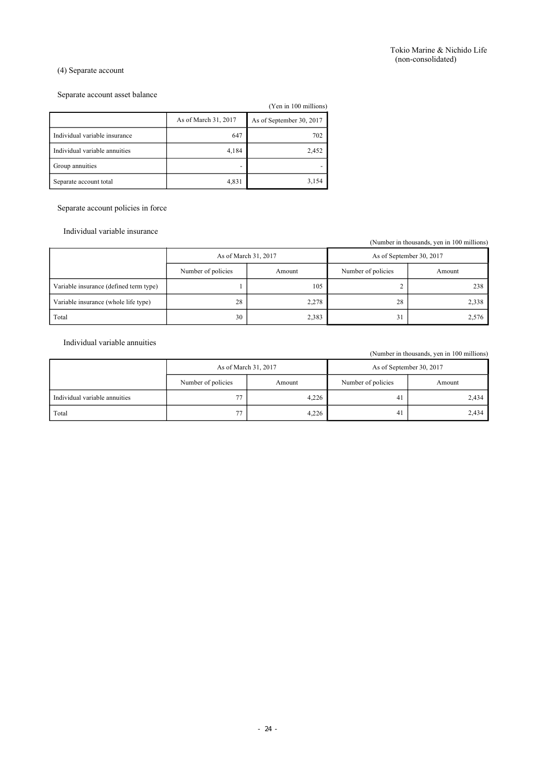Tokio Marine & Nichido Life
(non-consolidated)

(4) Separate account

Separate account asset balance

(Yen in 100 millions)

| | As of March 31, 2017 | As of September 30, 2017 |
|---|---|---|
| Individual variable insurance | 647 | 702 |
| Individual variable annuities | 4,184 | 2,452 |
| Group annuities | - | - |
| Separate account total | 4,831 | 3,154 |

Separate account policies in force

Individual variable insurance

(Number in thousands, yen in 100 millions)

| | As of March 31, 2017 | | As of September 30, 2017 | |
|---|---|---|---|---|
| | Number of policies | Amount | Number of policies | Amount |
| Variable insurance (defined term type) | 1 | 105 | 2 | 238 |
| Variable insurance (whole life type) | 28 | 2,278 | 28 | 2,338 |
| Total | 30 | 2,383 | 31 | 2,576 |

Individual variable annuities

(Number in thousands, yen in 100 millions)

| | As of March 31, 2017 | | As of September 30, 2017 | |
|---|---|---|---|---|
| | Number of policies | Amount | Number of policies | Amount |
| Individual variable annuities | 77 | 4,226 | 41 | 2,434 |
| Total | 77 | 4,226 | 41 | 2,434 |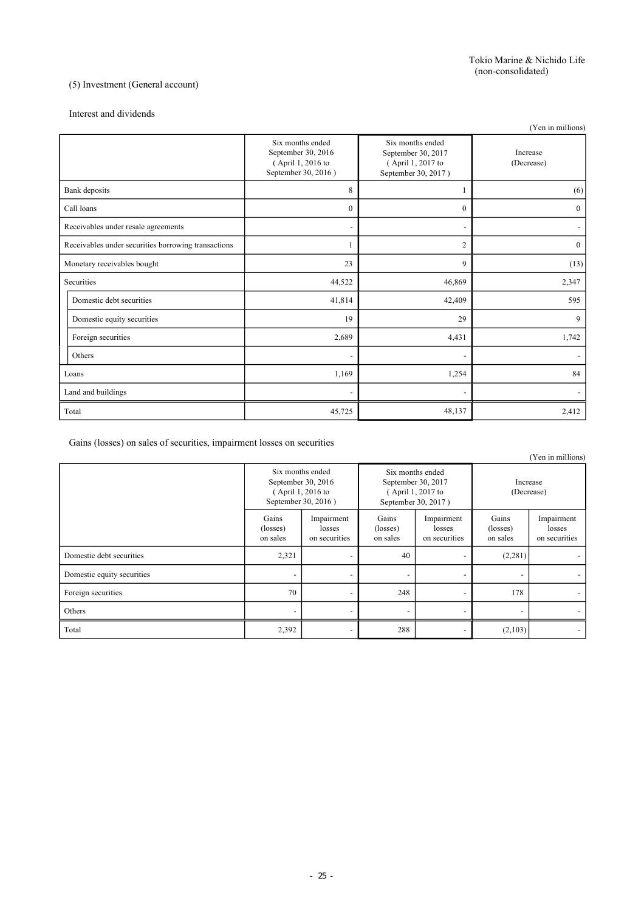Tokio Marine & Nichido Life (non-consolidated)

## (5) Investment (General account)

### Interest and dividends

(Yen in millions)

| | Six months ended September 30, 2016 ( April 1, 2016 to September 30, 2016 ) | Six months ended September 30, 2017 ( April 1, 2017 to September 30, 2017 ) | Increase (Decrease) |
|---|---|---|---|
| Bank deposits | 8 | 1 | (6) |
| Call loans | 0 | 0 | 0 |
| Receivables under resale agreements | - | - | - |
| Receivables under securities borrowing transactions | 1 | 2 | 0 |
| Monetary receivables bought | 23 | 9 | (13) |
| Securities | 44,522 | 46,869 | 2,347 |
| Domestic debt securities | 41,814 | 42,409 | 595 |
| Domestic equity securities | 19 | 29 | 9 |
| Foreign securities | 2,689 | 4,431 | 1,742 |
| Others | - | - | - |
| Loans | 1,169 | 1,254 | 84 |
| Land and buildings | - | - | - |
| Total | 45,725 | 48,137 | 2,412 |

### Gains (losses) on sales of securities, impairment losses on securities

(Yen in millions)

| | Six months ended September 30, 2016 ( April 1, 2016 to September 30, 2016 ) | | Six months ended September 30, 2017 ( April 1, 2017 to September 30, 2017 ) | | Increase (Decrease) | |
|---|---|---|---|---|---|---|
| | Gains (losses) on sales | Impairment losses on securities | Gains (losses) on sales | Impairment losses on securities | Gains (losses) on sales | Impairment losses on securities |
| Domestic debt securities | 2,321 | - | 40 | - | (2,281) | - |
| Domestic equity securities | - | - | - | - | - | - |
| Foreign securities | 70 | - | 248 | - | 178 | - |
| Others | - | - | - | - | - | - |
| Total | 2,392 | - | 288 | - | (2,103) | - |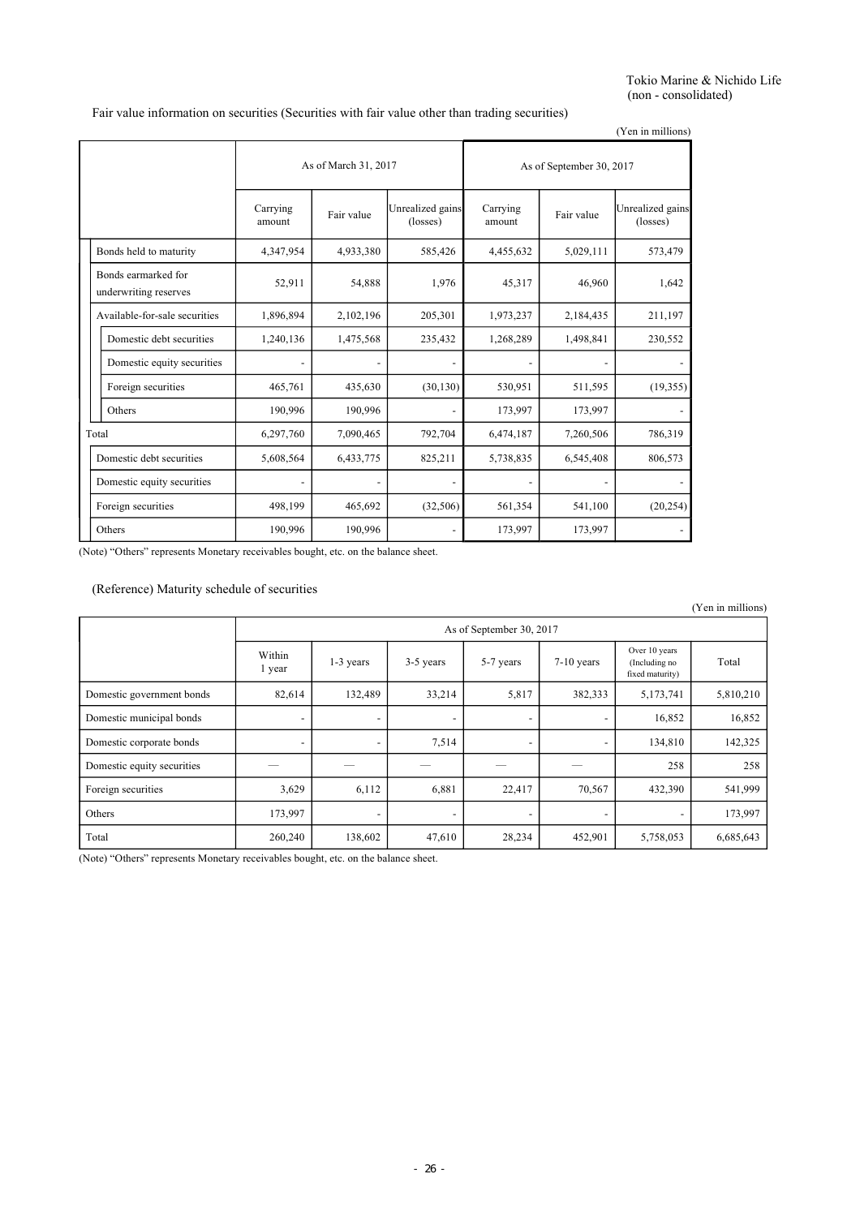Tokio Marine & Nichido Life
(non - consolidated)

Fair value information on securities (Securities with fair value other than trading securities)

(Yen in millions)

| | As of March 31, 2017 | | | As of September 30, 2017 | | |
|---|---|---|---|---|---|---|
| | Carrying amount | Fair value | Unrealized gains (losses) | Carrying amount | Fair value | Unrealized gains (losses) |
| Bonds held to maturity | 4,347,954 | 4,933,380 | 585,426 | 4,455,632 | 5,029,111 | 573,479 |
| Bonds earmarked for underwriting reserves | 52,911 | 54,888 | 1,976 | 45,317 | 46,960 | 1,642 |
| Available-for-sale securities | 1,896,894 | 2,102,196 | 205,301 | 1,973,237 | 2,184,435 | 211,197 |
| Domestic debt securities | 1,240,136 | 1,475,568 | 235,432 | 1,268,289 | 1,498,841 | 230,552 |
| Domestic equity securities | - | - | - | - | - | - |
| Foreign securities | 465,761 | 435,630 | (30,130) | 530,951 | 511,595 | (19,355) |
| Others | 190,996 | 190,996 | - | 173,997 | 173,997 | - |
| Total | 6,297,760 | 7,090,465 | 792,704 | 6,474,187 | 7,260,506 | 786,319 |
| Domestic debt securities | 5,608,564 | 6,433,775 | 825,211 | 5,738,835 | 6,545,408 | 806,573 |
| Domestic equity securities | - | - | - | - | - | - |
| Foreign securities | 498,199 | 465,692 | (32,506) | 561,354 | 541,100 | (20,254) |
| Others | 190,996 | 190,996 | - | 173,997 | 173,997 | - |

(Note) "Others" represents Monetary receivables bought, etc. on the balance sheet.

(Reference) Maturity schedule of securities

(Yen in millions)

| | As of September 30, 2017 | | | | | | |
|---|---|---|---|---|---|---|---|
| | Within 1 year | 1-3 years | 3-5 years | 5-7 years | 7-10 years | Over 10 years (Including no fixed maturity) | Total |
| Domestic government bonds | 82,614 | 132,489 | 33,214 | 5,817 | 382,333 | 5,173,741 | 5,810,210 |
| Domestic municipal bonds | - | - | - | - | - | 16,852 | 16,852 |
| Domestic corporate bonds | - | - | 7,514 | - | - | 134,810 | 142,325 |
| Domestic equity securities | — | — | — | — | — | 258 | 258 |
| Foreign securities | 3,629 | 6,112 | 6,881 | 22,417 | 70,567 | 432,390 | 541,999 |
| Others | 173,997 | - | - | - | - | - | 173,997 |
| Total | 260,240 | 138,602 | 47,610 | 28,234 | 452,901 | 5,758,053 | 6,685,643 |

(Note) "Others" represents Monetary receivables bought, etc. on the balance sheet.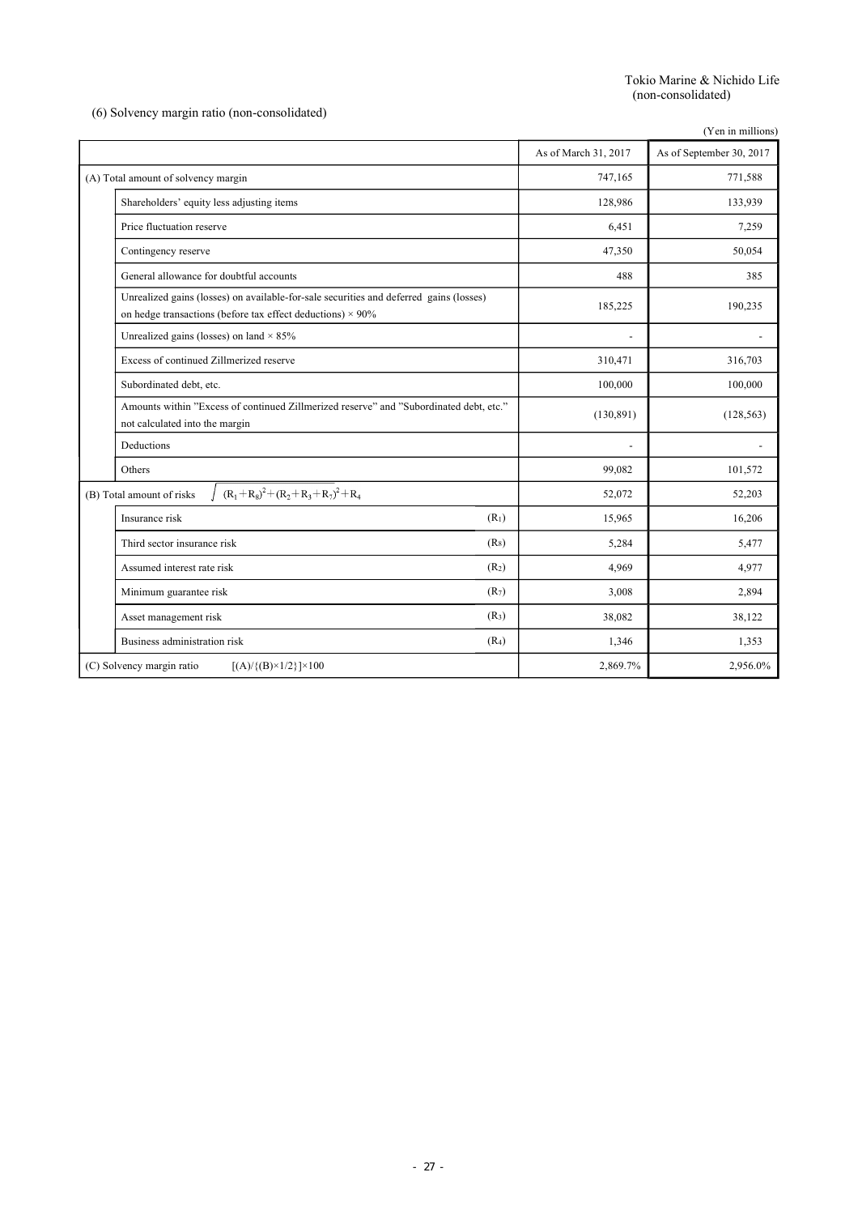Tokio Marine & Nichido Life
(non-consolidated)

### (6) Solvency margin ratio (non-consolidated)

(Yen in millions)

| | | As of March 31, 2017 | As of September 30, 2017 |
|---|---|---|---|
| (A) Total amount of solvency margin | | 747,165 | 771,588 |
| Shareholders' equity less adjusting items | | 128,986 | 133,939 |
| Price fluctuation reserve | | 6,451 | 7,259 |
| Contingency reserve | | 47,350 | 50,054 |
| General allowance for doubtful accounts | | 488 | 385 |
| Unrealized gains (losses) on available-for-sale securities and deferred gains (losses) on hedge transactions (before tax effect deductions) × 90% | | 185,225 | 190,235 |
| Unrealized gains (losses) on land × 85% | | - | - |
| Excess of continued Zillmerized reserve | | 310,471 | 316,703 |
| Subordinated debt, etc. | | 100,000 | 100,000 |
| Amounts within "Excess of continued Zillmerized reserve" and "Subordinated debt, etc." not calculated into the margin | | (130,891) | (128,563) |
| Deductions | | - | - |
| Others | | 99,082 | 101,572 |
| (B) Total amount of risks $\sqrt{(R_1+R_8)^2+(R_2+R_3+R_7)^2}+R_4$ | | 52,072 | 52,203 |
| Insurance risk | $(R_1)$ | 15,965 | 16,206 |
| Third sector insurance risk | $(R_8)$ | 5,284 | 5,477 |
| Assumed interest rate risk | $(R_2)$ | 4,969 | 4,977 |
| Minimum guarantee risk | $(R_7)$ | 3,008 | 2,894 |
| Asset management risk | $(R_3)$ | 38,082 | 38,122 |
| Business administration risk | $(R_4)$ | 1,346 | 1,353 |
| (C) Solvency margin ratio $[(A)/\{(B)\times1/2\}]\times100$ | | 2,869.7% | 2,956.0% |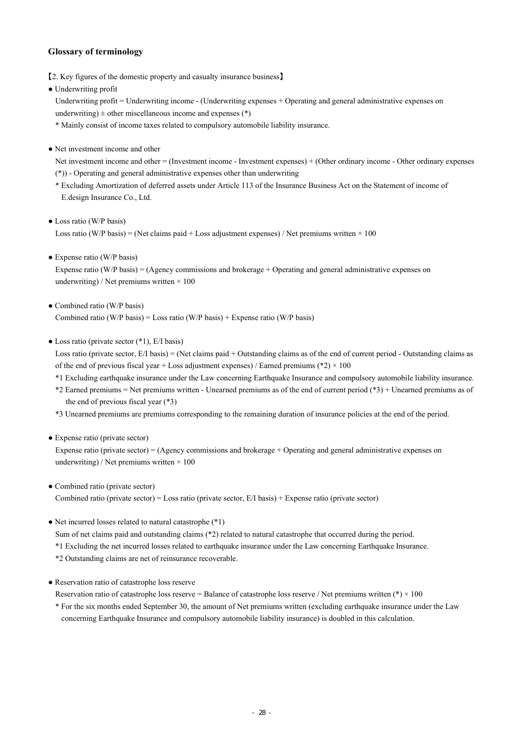## Glossary of terminology

【2. Key figures of the domestic property and casualty insurance business】

- Underwriting profit

  Underwriting profit = Underwriting income - (Underwriting expenses + Operating and general administrative expenses on underwriting) ± other miscellaneous income and expenses (*)

  * Mainly consist of income taxes related to compulsory automobile liability insurance.

- Net investment income and other

  Net investment income and other = (Investment income - Investment expenses) + (Other ordinary income - Other ordinary expenses (*)) - Operating and general administrative expenses other than underwriting

  * Excluding Amortization of deferred assets under Article 113 of the Insurance Business Act on the Statement of income of E.design Insurance Co., Ltd.

- Loss ratio (W/P basis)

  Loss ratio (W/P basis) = (Net claims paid + Loss adjustment expenses) / Net premiums written × 100

- Expense ratio (W/P basis)

  Expense ratio (W/P basis) = (Agency commissions and brokerage + Operating and general administrative expenses on underwriting) / Net premiums written × 100

- Combined ratio (W/P basis)

  Combined ratio (W/P basis) = Loss ratio (W/P basis) + Expense ratio (W/P basis)

- Loss ratio (private sector (*1), E/I basis)

  Loss ratio (private sector, E/I basis) = (Net claims paid + Outstanding claims as of the end of current period - Outstanding claims as of the end of previous fiscal year + Loss adjustment expenses) / Earned premiums (*2) × 100

  *1 Excluding earthquake insurance under the Law concerning Earthquake Insurance and compulsory automobile liability insurance.

  *2 Earned premiums = Net premiums written - Unearned premiums as of the end of current period (*3) + Unearned premiums as of the end of previous fiscal year (*3)

  *3 Unearned premiums are premiums corresponding to the remaining duration of insurance policies at the end of the period.

- Expense ratio (private sector)

  Expense ratio (private sector) = (Agency commissions and brokerage + Operating and general administrative expenses on underwriting) / Net premiums written × 100

- Combined ratio (private sector)

  Combined ratio (private sector) = Loss ratio (private sector, E/I basis) + Expense ratio (private sector)

- Net incurred losses related to natural catastrophe (*1)

  Sum of net claims paid and outstanding claims (*2) related to natural catastrophe that occurred during the period.

  *1 Excluding the net incurred losses related to earthquake insurance under the Law concerning Earthquake Insurance.

  *2 Outstanding claims are net of reinsurance recoverable.

- Reservation ratio of catastrophe loss reserve

  Reservation ratio of catastrophe loss reserve = Balance of catastrophe loss reserve / Net premiums written (*) × 100

  * For the six months ended September 30, the amount of Net premiums written (excluding earthquake insurance under the Law concerning Earthquake Insurance and compulsory automobile liability insurance) is doubled in this calculation.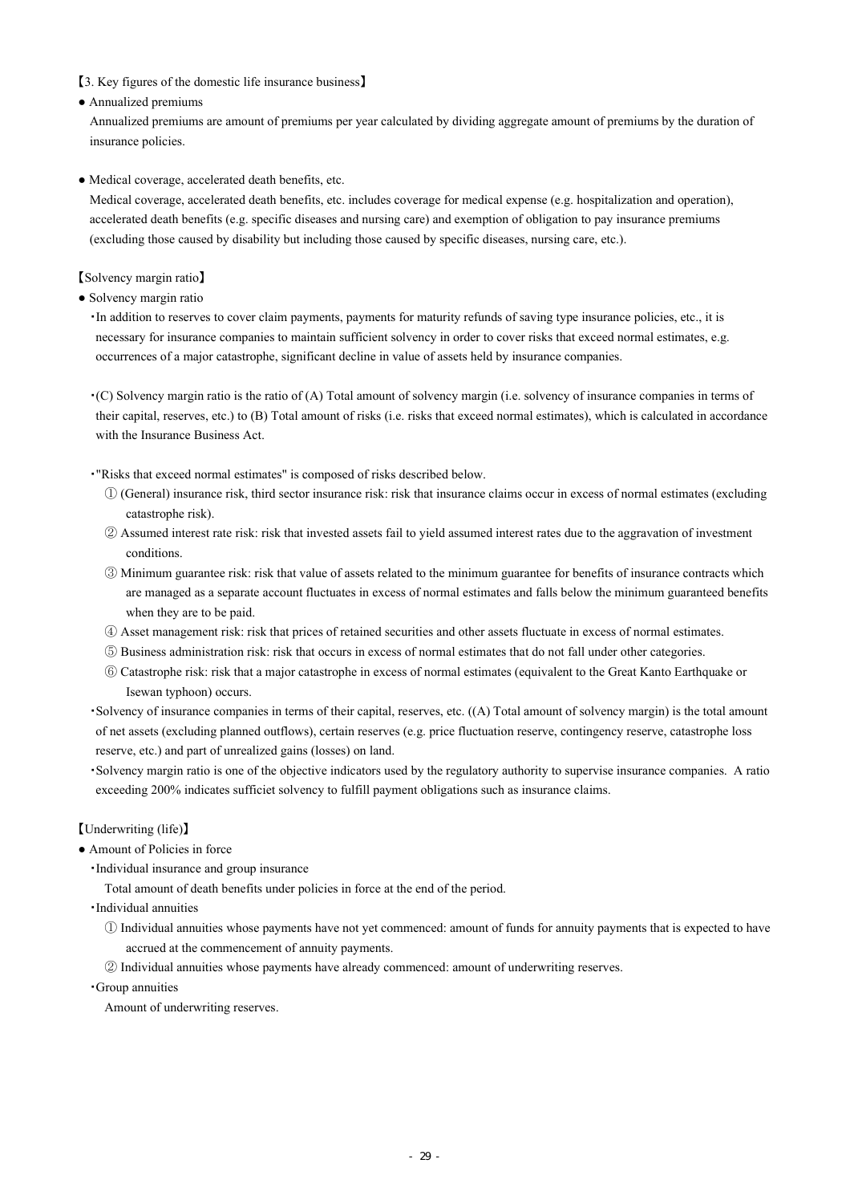【3. Key figures of the domestic life insurance business】

● Annualized premiums

Annualized premiums are amount of premiums per year calculated by dividing aggregate amount of premiums by the duration of insurance policies.

● Medical coverage, accelerated death benefits, etc.

Medical coverage, accelerated death benefits, etc. includes coverage for medical expense (e.g. hospitalization and operation), accelerated death benefits (e.g. specific diseases and nursing care) and exemption of obligation to pay insurance premiums (excluding those caused by disability but including those caused by specific diseases, nursing care, etc.).

【Solvency margin ratio】

● Solvency margin ratio

・In addition to reserves to cover claim payments, payments for maturity refunds of saving type insurance policies, etc., it is necessary for insurance companies to maintain sufficient solvency in order to cover risks that exceed normal estimates, e.g. occurrences of a major catastrophe, significant decline in value of assets held by insurance companies.

・(C) Solvency margin ratio is the ratio of (A) Total amount of solvency margin (i.e. solvency of insurance companies in terms of their capital, reserves, etc.) to (B) Total amount of risks (i.e. risks that exceed normal estimates), which is calculated in accordance with the Insurance Business Act.

・"Risks that exceed normal estimates" is composed of risks described below.

① (General) insurance risk, third sector insurance risk: risk that insurance claims occur in excess of normal estimates (excluding catastrophe risk).

② Assumed interest rate risk: risk that invested assets fail to yield assumed interest rates due to the aggravation of investment conditions.

③ Minimum guarantee risk: risk that value of assets related to the minimum guarantee for benefits of insurance contracts which are managed as a separate account fluctuates in excess of normal estimates and falls below the minimum guaranteed benefits when they are to be paid.

④ Asset management risk: risk that prices of retained securities and other assets fluctuate in excess of normal estimates.

⑤ Business administration risk: risk that occurs in excess of normal estimates that do not fall under other categories.

⑥ Catastrophe risk: risk that a major catastrophe in excess of normal estimates (equivalent to the Great Kanto Earthquake or Isewan typhoon) occurs.

・Solvency of insurance companies in terms of their capital, reserves, etc. ((A) Total amount of solvency margin) is the total amount of net assets (excluding planned outflows), certain reserves (e.g. price fluctuation reserve, contingency reserve, catastrophe loss reserve, etc.) and part of unrealized gains (losses) on land.

・Solvency margin ratio is one of the objective indicators used by the regulatory authority to supervise insurance companies. A ratio exceeding 200% indicates sufficiet solvency to fulfill payment obligations such as insurance claims.

【Underwriting (life)】

● Amount of Policies in force

・Individual insurance and group insurance

Total amount of death benefits under policies in force at the end of the period.

・Individual annuities

① Individual annuities whose payments have not yet commenced: amount of funds for annuity payments that is expected to have accrued at the commencement of annuity payments.

② Individual annuities whose payments have already commenced: amount of underwriting reserves.

・Group annuities

Amount of underwriting reserves.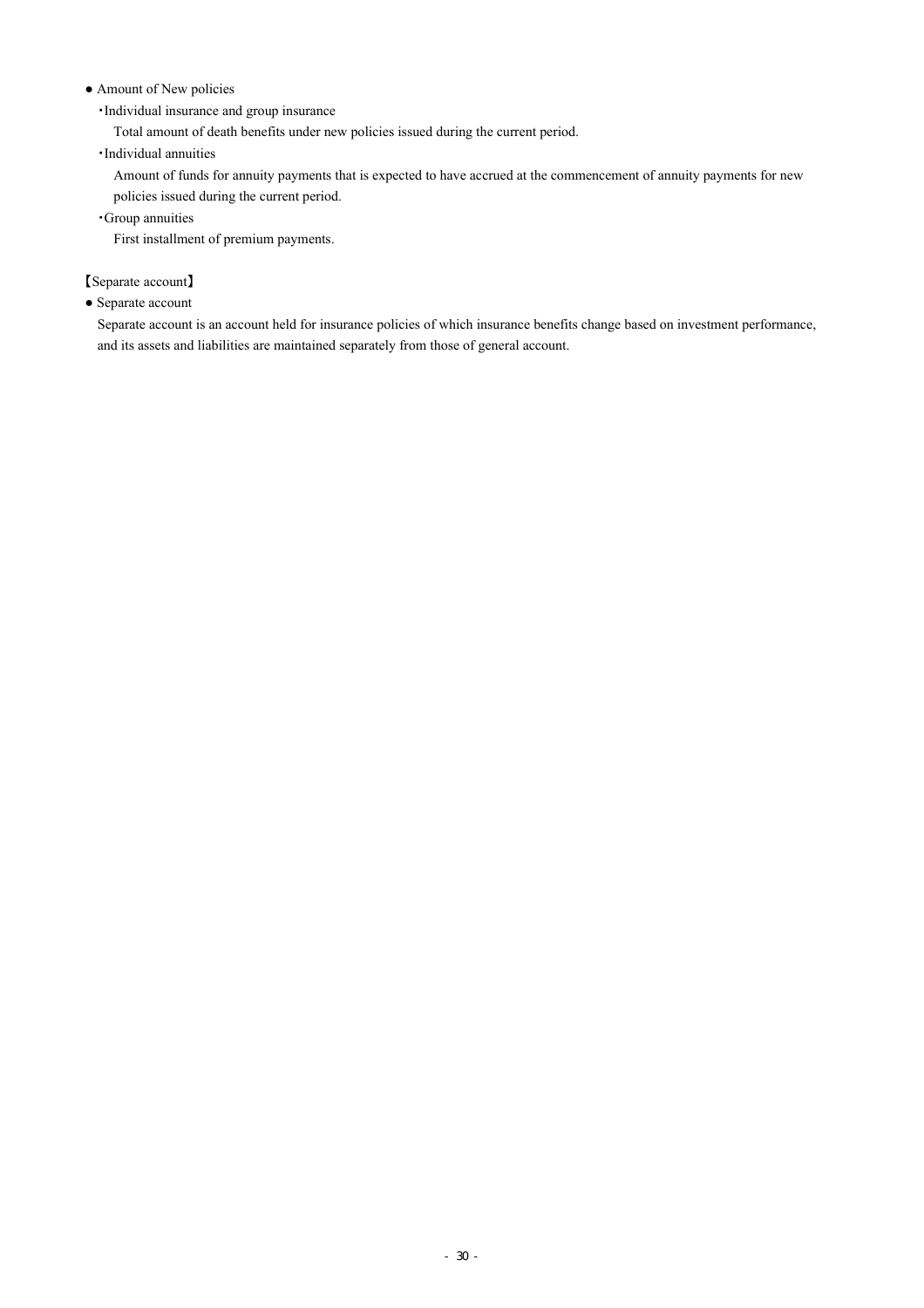● Amount of New policies

・Individual insurance and group insurance

Total amount of death benefits under new policies issued during the current period.

・Individual annuities

Amount of funds for annuity payments that is expected to have accrued at the commencement of annuity payments for new policies issued during the current period.

・Group annuities

First installment of premium payments.

【Separate account】

● Separate account

Separate account is an account held for insurance policies of which insurance benefits change based on investment performance, and its assets and liabilities are maintained separately from those of general account.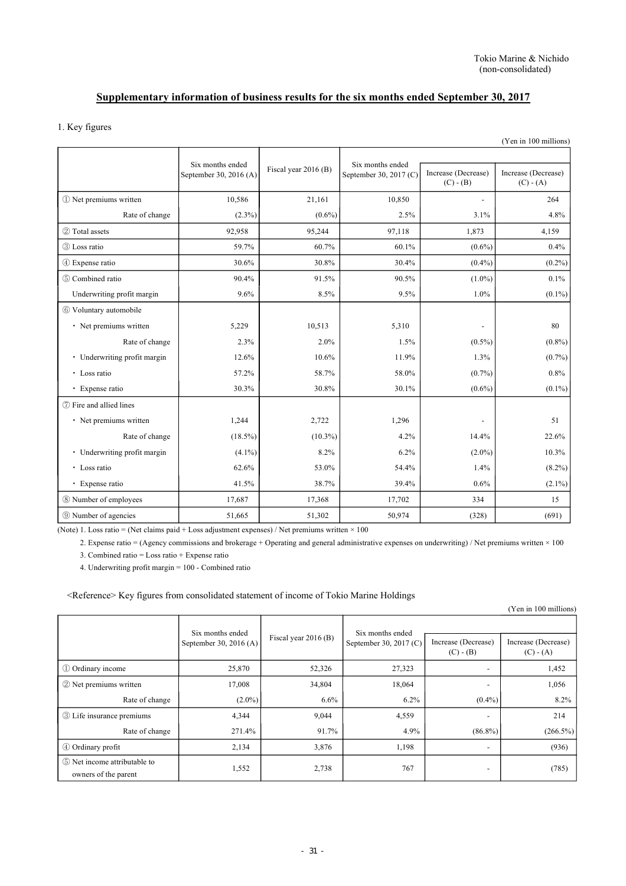Tokio Marine & Nichido
(non-consolidated)

## Supplementary information of business results for the six months ended September 30, 2017

### 1. Key figures

(Yen in 100 millions)

| | Six months ended September 30, 2016 (A) | Fiscal year 2016 (B) | Six months ended September 30, 2017 (C) | Increase (Decrease) (C) - (B) | Increase (Decrease) (C) - (A) |
|---|---|---|---|---|---|
| ① Net premiums written | 10,586 | 21,161 | 10,850 | - | 264 |
| Rate of change | (2.3%) | (0.6%) | 2.5% | 3.1% | 4.8% |
| ② Total assets | 92,958 | 95,244 | 97,118 | 1,873 | 4,159 |
| ③ Loss ratio | 59.7% | 60.7% | 60.1% | (0.6%) | 0.4% |
| ④ Expense ratio | 30.6% | 30.8% | 30.4% | (0.4%) | (0.2%) |
| ⑤ Combined ratio | 90.4% | 91.5% | 90.5% | (1.0%) | 0.1% |
| Underwriting profit margin | 9.6% | 8.5% | 9.5% | 1.0% | (0.1%) |
| ⑥ Voluntary automobile | | | | | |
| ・ Net premiums written | 5,229 | 10,513 | 5,310 | - | 80 |
| Rate of change | 2.3% | 2.0% | 1.5% | (0.5%) | (0.8%) |
| ・ Underwriting profit margin | 12.6% | 10.6% | 11.9% | 1.3% | (0.7%) |
| ・ Loss ratio | 57.2% | 58.7% | 58.0% | (0.7%) | 0.8% |
| ・ Expense ratio | 30.3% | 30.8% | 30.1% | (0.6%) | (0.1%) |
| ⑦ Fire and allied lines | | | | | |
| ・ Net premiums written | 1,244 | 2,722 | 1,296 | - | 51 |
| Rate of change | (18.5%) | (10.3%) | 4.2% | 14.4% | 22.6% |
| ・ Underwriting profit margin | (4.1%) | 8.2% | 6.2% | (2.0%) | 10.3% |
| ・ Loss ratio | 62.6% | 53.0% | 54.4% | 1.4% | (8.2%) |
| ・ Expense ratio | 41.5% | 38.7% | 39.4% | 0.6% | (2.1%) |
| ⑧ Number of employees | 17,687 | 17,368 | 17,702 | 334 | 15 |
| ⑨ Number of agencies | 51,665 | 51,302 | 50,974 | (328) | (691) |

(Note) 1. Loss ratio = (Net claims paid + Loss adjustment expenses) / Net premiums written × 100

2. Expense ratio = (Agency commissions and brokerage + Operating and general administrative expenses on underwriting) / Net premiums written × 100

3. Combined ratio = Loss ratio + Expense ratio

4. Underwriting profit margin = 100 - Combined ratio

<Reference> Key figures from consolidated statement of income of Tokio Marine Holdings

(Yen in 100 millions)

| | Six months ended September 30, 2016 (A) | Fiscal year 2016 (B) | Six months ended September 30, 2017 (C) | Increase (Decrease) (C) - (B) | Increase (Decrease) (C) - (A) |
|---|---|---|---|---|---|
| ① Ordinary income | 25,870 | 52,326 | 27,323 | - | 1,452 |
| ② Net premiums written | 17,008 | 34,804 | 18,064 | - | 1,056 |
| Rate of change | (2.0%) | 6.6% | 6.2% | (0.4%) | 8.2% |
| ③ Life insurance premiums | 4,344 | 9,044 | 4,559 | - | 214 |
| Rate of change | 271.4% | 91.7% | 4.9% | (86.8%) | (266.5%) |
| ④ Ordinary profit | 2,134 | 3,876 | 1,198 | - | (936) |
| ⑤ Net income attributable to owners of the parent | 1,552 | 2,738 | 767 | - | (785) |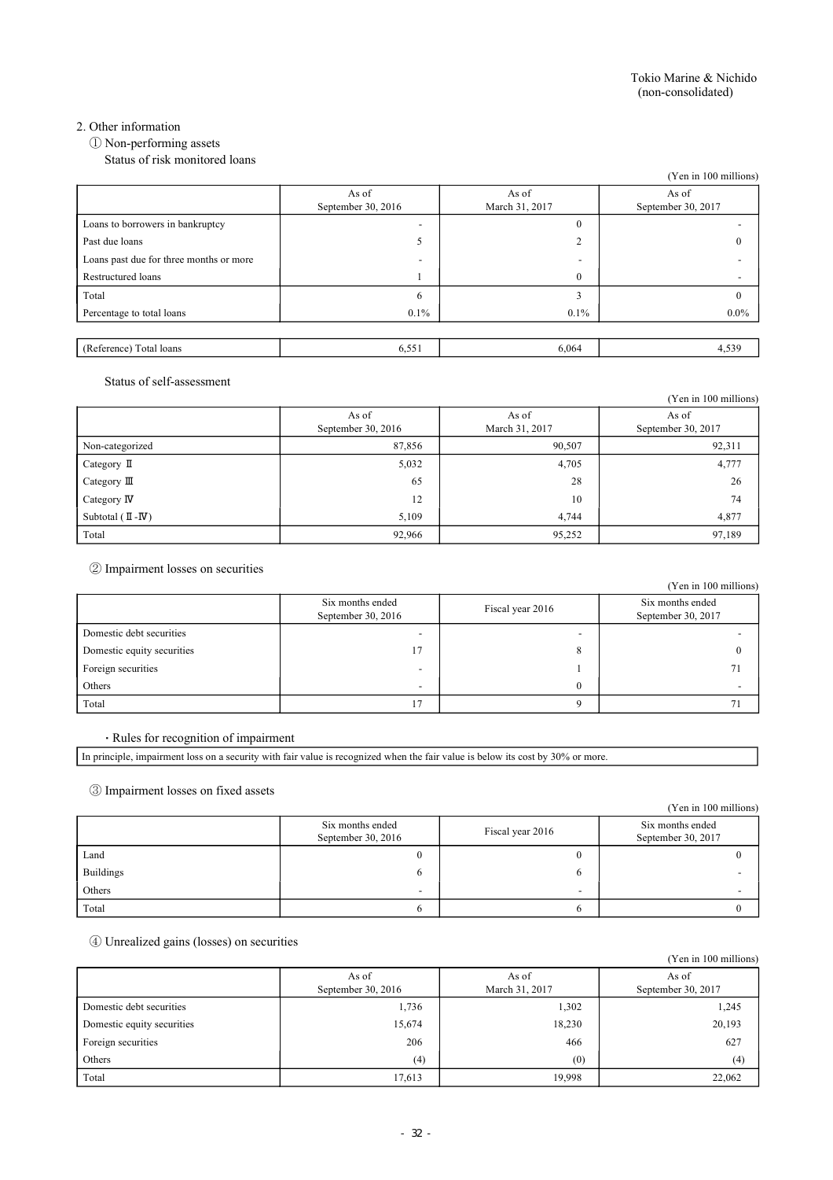Tokio Marine & Nichido
(non-consolidated)

## 2. Other information

### ① Non-performing assets

Status of risk monitored loans

(Yen in 100 millions)

| | As of September 30, 2016 | As of March 31, 2017 | As of September 30, 2017 |
|---|---|---|---|
| Loans to borrowers in bankruptcy | - | 0 | - |
| Past due loans | 5 | 2 | 0 |
| Loans past due for three months or more | - | - | - |
| Restructured loans | 1 | 0 | - |
| Total | 6 | 3 | 0 |
| Percentage to total loans | 0.1% | 0.1% | 0.0% |
| (Reference) Total loans | 6,551 | 6,064 | 4,539 |

Status of self-assessment

(Yen in 100 millions)

| | As of September 30, 2016 | As of March 31, 2017 | As of September 30, 2017 |
|---|---|---|---|
| Non-categorized | 87,856 | 90,507 | 92,311 |
| Category Ⅱ | 5,032 | 4,705 | 4,777 |
| Category Ⅲ | 65 | 28 | 26 |
| Category Ⅳ | 12 | 10 | 74 |
| Subtotal (Ⅱ-Ⅳ) | 5,109 | 4,744 | 4,877 |
| Total | 92,966 | 95,252 | 97,189 |

### ② Impairment losses on securities

(Yen in 100 millions)

| | Six months ended September 30, 2016 | Fiscal year 2016 | Six months ended September 30, 2017 |
|---|---|---|---|
| Domestic debt securities | - | - | - |
| Domestic equity securities | 17 | 8 | 0 |
| Foreign securities | - | 1 | 71 |
| Others | - | 0 | - |
| Total | 17 | 9 | 71 |

・Rules for recognition of impairment

In principle, impairment loss on a security with fair value is recognized when the fair value is below its cost by 30% or more.

### ③ Impairment losses on fixed assets

(Yen in 100 millions)

| | Six months ended September 30, 2016 | Fiscal year 2016 | Six months ended September 30, 2017 |
|---|---|---|---|
| Land | 0 | 0 | 0 |
| Buildings | 6 | 6 | - |
| Others | - | - | - |
| Total | 6 | 6 | 0 |

### ④ Unrealized gains (losses) on securities

(Yen in 100 millions)

| | As of September 30, 2016 | As of March 31, 2017 | As of September 30, 2017 |
|---|---|---|---|
| Domestic debt securities | 1,736 | 1,302 | 1,245 |
| Domestic equity securities | 15,674 | 18,230 | 20,193 |
| Foreign securities | 206 | 466 | 627 |
| Others | (4) | (0) | (4) |
| Total | 17,613 | 19,998 | 22,062 |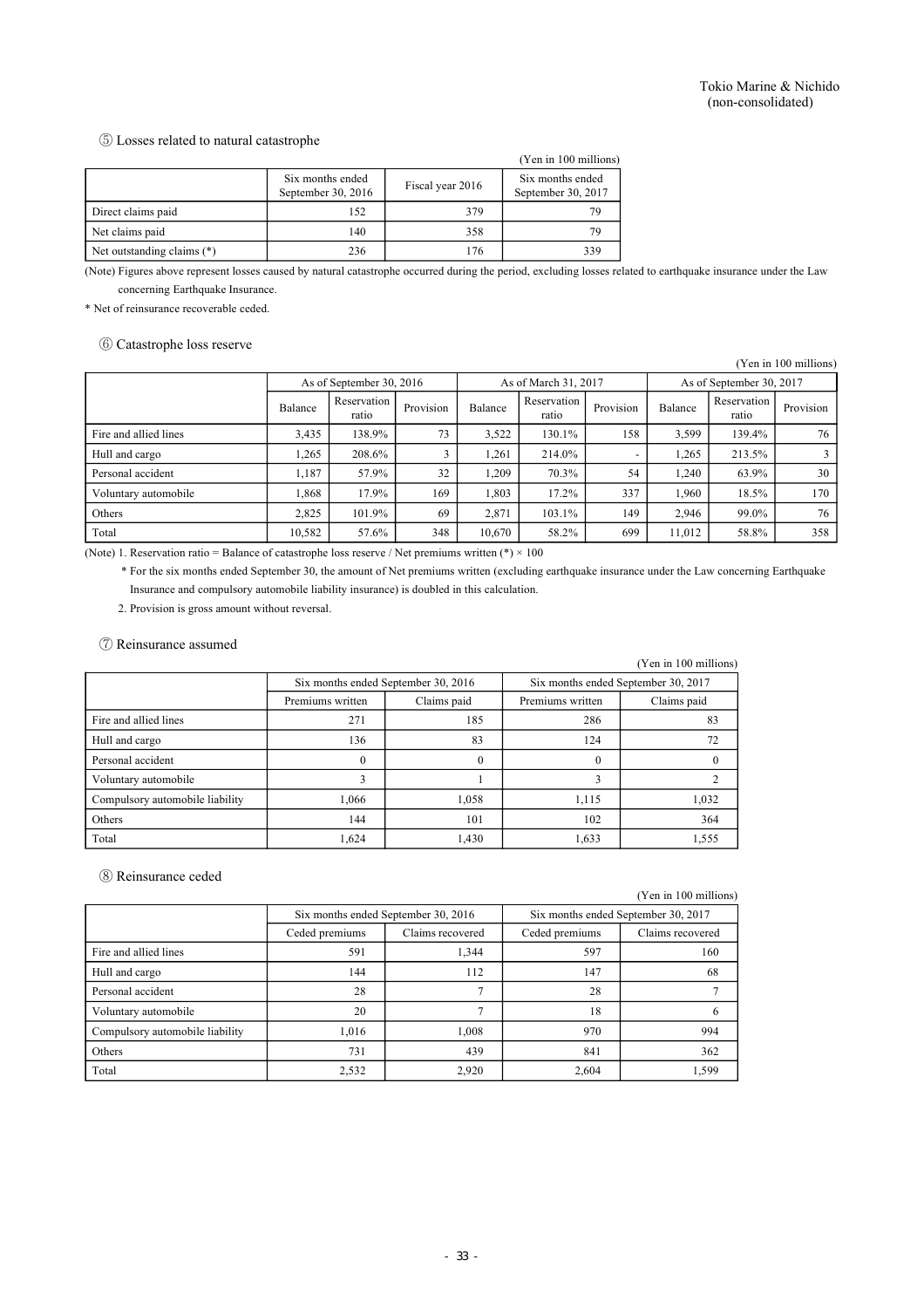⑤ Losses related to natural catastrophe

(Yen in 100 millions)

| | Six months ended September 30, 2016 | Fiscal year 2016 | Six months ended September 30, 2017 |
|---|---|---|---|
| Direct claims paid | 152 | 379 | 79 |
| Net claims paid | 140 | 358 | 79 |
| Net outstanding claims (*) | 236 | 176 | 339 |

(Note) Figures above represent losses caused by natural catastrophe occurred during the period, excluding losses related to earthquake insurance under the Law concerning Earthquake Insurance.

* Net of reinsurance recoverable ceded.

⑥ Catastrophe loss reserve

(Yen in 100 millions)

| | As of September 30, 2016 | | | As of March 31, 2017 | | | As of September 30, 2017 | | |
|---|---|---|---|---|---|---|---|---|---|
| | Balance | Reservation ratio | Provision | Balance | Reservation ratio | Provision | Balance | Reservation ratio | Provision |
| Fire and allied lines | 3,435 | 138.9% | 73 | 3,522 | 130.1% | 158 | 3,599 | 139.4% | 76 |
| Hull and cargo | 1,265 | 208.6% | 3 | 1,261 | 214.0% | - | 1,265 | 213.5% | 3 |
| Personal accident | 1,187 | 57.9% | 32 | 1,209 | 70.3% | 54 | 1,240 | 63.9% | 30 |
| Voluntary automobile | 1,868 | 17.9% | 169 | 1,803 | 17.2% | 337 | 1,960 | 18.5% | 170 |
| Others | 2,825 | 101.9% | 69 | 2,871 | 103.1% | 149 | 2,946 | 99.0% | 76 |
| Total | 10,582 | 57.6% | 348 | 10,670 | 58.2% | 699 | 11,012 | 58.8% | 358 |

(Note) 1. Reservation ratio = Balance of catastrophe loss reserve / Net premiums written (*) × 100

\* For the six months ended September 30, the amount of Net premiums written (excluding earthquake insurance under the Law concerning Earthquake Insurance and compulsory automobile liability insurance) is doubled in this calculation.

2. Provision is gross amount without reversal.

⑦ Reinsurance assumed

(Yen in 100 millions)

| | Six months ended September 30, 2016 | | Six months ended September 30, 2017 | |
|---|---|---|---|---|
| | Premiums written | Claims paid | Premiums written | Claims paid |
| Fire and allied lines | 271 | 185 | 286 | 83 |
| Hull and cargo | 136 | 83 | 124 | 72 |
| Personal accident | 0 | 0 | 0 | 0 |
| Voluntary automobile | 3 | 1 | 3 | 2 |
| Compulsory automobile liability | 1,066 | 1,058 | 1,115 | 1,032 |
| Others | 144 | 101 | 102 | 364 |
| Total | 1,624 | 1,430 | 1,633 | 1,555 |

⑧ Reinsurance ceded

(Yen in 100 millions)

| | Six months ended September 30, 2016 | | Six months ended September 30, 2017 | |
|---|---|---|---|---|
| | Ceded premiums | Claims recovered | Ceded premiums | Claims recovered |
| Fire and allied lines | 591 | 1,344 | 597 | 160 |
| Hull and cargo | 144 | 112 | 147 | 68 |
| Personal accident | 28 | 7 | 28 | 7 |
| Voluntary automobile | 20 | 7 | 18 | 6 |
| Compulsory automobile liability | 1,016 | 1,008 | 970 | 994 |
| Others | 731 | 439 | 841 | 362 |
| Total | 2,532 | 2,920 | 2,604 | 1,599 |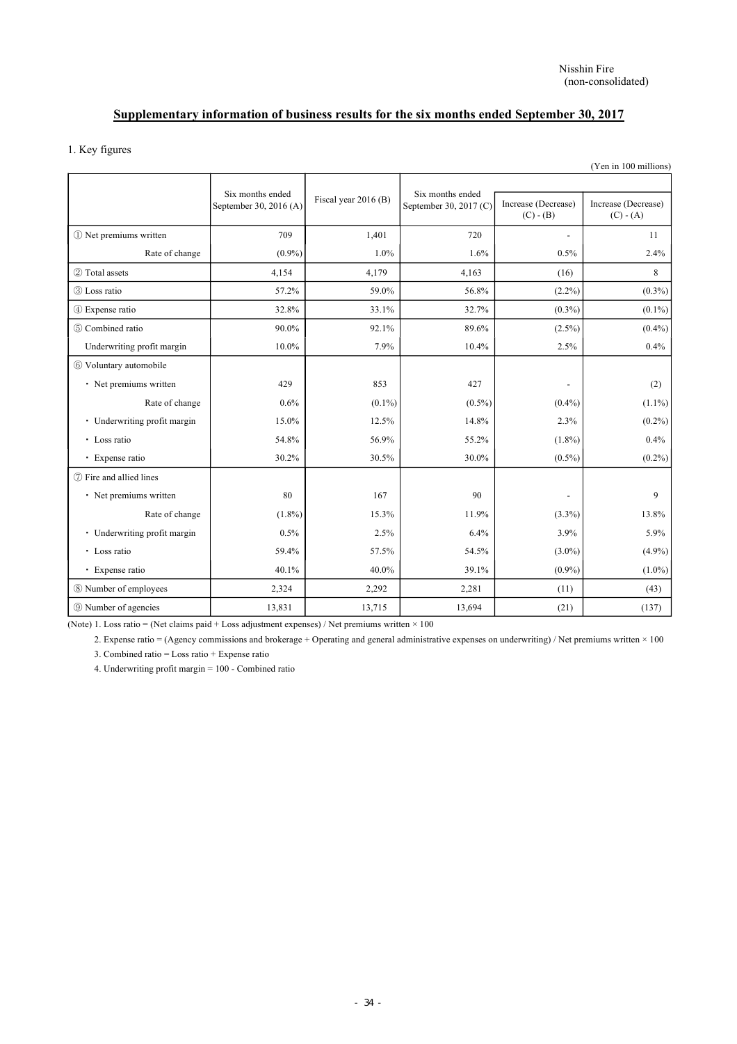Nisshin Fire
(non-consolidated)

## Supplementary information of business results for the six months ended September 30, 2017

1. Key figures

(Yen in 100 millions)

| | Six months ended September 30, 2016 (A) | Fiscal year 2016 (B) | Six months ended September 30, 2017 (C) | Increase (Decrease) (C) - (B) | Increase (Decrease) (C) - (A) |
|---|---|---|---|---|---|
| ① Net premiums written | 709 | 1,401 | 720 | - | 11 |
| Rate of change | (0.9%) | 1.0% | 1.6% | 0.5% | 2.4% |
| ② Total assets | 4,154 | 4,179 | 4,163 | (16) | 8 |
| ③ Loss ratio | 57.2% | 59.0% | 56.8% | (2.2%) | (0.3%) |
| ④ Expense ratio | 32.8% | 33.1% | 32.7% | (0.3%) | (0.1%) |
| ⑤ Combined ratio | 90.0% | 92.1% | 89.6% | (2.5%) | (0.4%) |
| Underwriting profit margin | 10.0% | 7.9% | 10.4% | 2.5% | 0.4% |
| ⑥ Voluntary automobile | | | | | |
| ・ Net premiums written | 429 | 853 | 427 | - | (2) |
| Rate of change | 0.6% | (0.1%) | (0.5%) | (0.4%) | (1.1%) |
| ・ Underwriting profit margin | 15.0% | 12.5% | 14.8% | 2.3% | (0.2%) |
| ・ Loss ratio | 54.8% | 56.9% | 55.2% | (1.8%) | 0.4% |
| ・ Expense ratio | 30.2% | 30.5% | 30.0% | (0.5%) | (0.2%) |
| ⑦ Fire and allied lines | | | | | |
| ・ Net premiums written | 80 | 167 | 90 | - | 9 |
| Rate of change | (1.8%) | 15.3% | 11.9% | (3.3%) | 13.8% |
| ・ Underwriting profit margin | 0.5% | 2.5% | 6.4% | 3.9% | 5.9% |
| ・ Loss ratio | 59.4% | 57.5% | 54.5% | (3.0%) | (4.9%) |
| ・ Expense ratio | 40.1% | 40.0% | 39.1% | (0.9%) | (1.0%) |
| ⑧ Number of employees | 2,324 | 2,292 | 2,281 | (11) | (43) |
| ⑨ Number of agencies | 13,831 | 13,715 | 13,694 | (21) | (137) |

(Note) 1. Loss ratio = (Net claims paid + Loss adjustment expenses) / Net premiums written × 100

2. Expense ratio = (Agency commissions and brokerage + Operating and general administrative expenses on underwriting) / Net premiums written × 100

3. Combined ratio = Loss ratio + Expense ratio

4. Underwriting profit margin = 100 - Combined ratio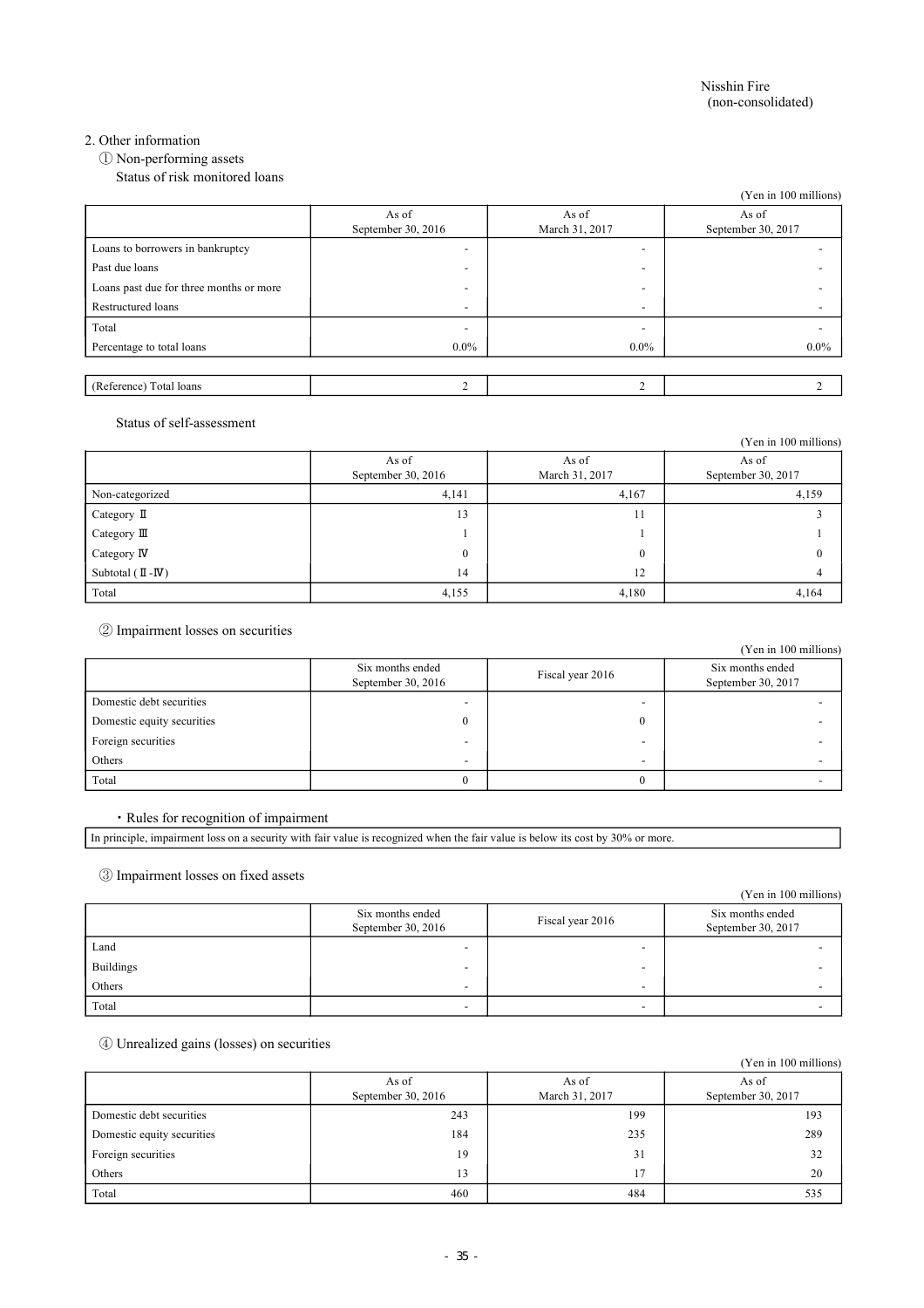Nisshin Fire
(non-consolidated)

## 2. Other information

### ① Non-performing assets

Status of risk monitored loans

(Yen in 100 millions)

| | As of September 30, 2016 | As of March 31, 2017 | As of September 30, 2017 |
|---|---|---|---|
| Loans to borrowers in bankruptcy | - | - | - |
| Past due loans | - | - | - |
| Loans past due for three months or more | - | - | - |
| Restructured loans | - | - | - |
| Total | - | - | - |
| Percentage to total loans | 0.0% | 0.0% | 0.0% |

| | | | |
|---|---|---|---|
| (Reference) Total loans | 2 | 2 | 2 |

Status of self-assessment

(Yen in 100 millions)

| | As of September 30, 2016 | As of March 31, 2017 | As of September 30, 2017 |
|---|---|---|---|
| Non-categorized | 4,141 | 4,167 | 4,159 |
| Category Ⅱ | 13 | 11 | 3 |
| Category Ⅲ | 1 | 1 | 1 |
| Category Ⅳ | 0 | 0 | 0 |
| Subtotal (Ⅱ-Ⅳ) | 14 | 12 | 4 |
| Total | 4,155 | 4,180 | 4,164 |

### ② Impairment losses on securities

(Yen in 100 millions)

| | Six months ended September 30, 2016 | Fiscal year 2016 | Six months ended September 30, 2017 |
|---|---|---|---|
| Domestic debt securities | - | - | - |
| Domestic equity securities | 0 | 0 | - |
| Foreign securities | - | - | - |
| Others | - | - | - |
| Total | 0 | 0 | - |

・Rules for recognition of impairment

In principle, impairment loss on a security with fair value is recognized when the fair value is below its cost by 30% or more.

### ③ Impairment losses on fixed assets

(Yen in 100 millions)

| | Six months ended September 30, 2016 | Fiscal year 2016 | Six months ended September 30, 2017 |
|---|---|---|---|
| Land | - | - | - |
| Buildings | - | - | - |
| Others | - | - | - |
| Total | - | - | - |

### ④ Unrealized gains (losses) on securities

(Yen in 100 millions)

| | As of September 30, 2016 | As of March 31, 2017 | As of September 30, 2017 |
|---|---|---|---|
| Domestic debt securities | 243 | 199 | 193 |
| Domestic equity securities | 184 | 235 | 289 |
| Foreign securities | 19 | 31 | 32 |
| Others | 13 | 17 | 20 |
| Total | 460 | 484 | 535 |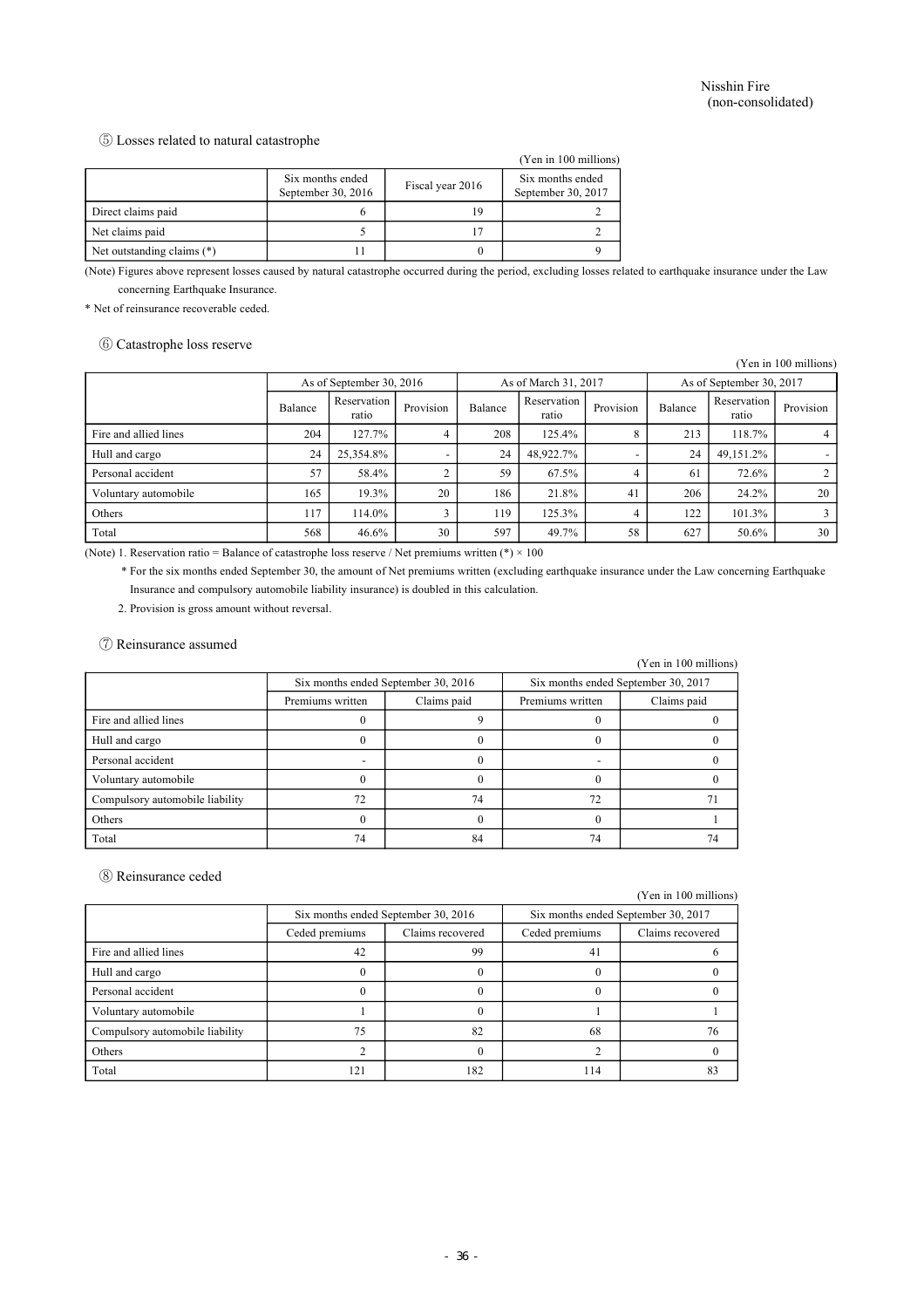### ⑤ Losses related to natural catastrophe

(Yen in 100 millions)

| | Six months ended September 30, 2016 | Fiscal year 2016 | Six months ended September 30, 2017 |
|---|---|---|---|
| Direct claims paid | 6 | 19 | 2 |
| Net claims paid | 5 | 17 | 2 |
| Net outstanding claims (*) | 11 | 0 | 9 |

(Note) Figures above represent losses caused by natural catastrophe occurred during the period, excluding losses related to earthquake insurance under the Law concerning Earthquake Insurance.

* Net of reinsurance recoverable ceded.

### ⑥ Catastrophe loss reserve

(Yen in 100 millions)

| | As of September 30, 2016 | | | As of March 31, 2017 | | | As of September 30, 2017 | | |
|---|---|---|---|---|---|---|---|---|---|
| | Balance | Reservation ratio | Provision | Balance | Reservation ratio | Provision | Balance | Reservation ratio | Provision |
| Fire and allied lines | 204 | 127.7% | 4 | 208 | 125.4% | 8 | 213 | 118.7% | 4 |
| Hull and cargo | 24 | 25,354.8% | - | 24 | 48,922.7% | - | 24 | 49,151.2% | - |
| Personal accident | 57 | 58.4% | 2 | 59 | 67.5% | 4 | 61 | 72.6% | 2 |
| Voluntary automobile | 165 | 19.3% | 20 | 186 | 21.8% | 41 | 206 | 24.2% | 20 |
| Others | 117 | 114.0% | 3 | 119 | 125.3% | 4 | 122 | 101.3% | 3 |
| Total | 568 | 46.6% | 30 | 597 | 49.7% | 58 | 627 | 50.6% | 30 |

(Note) 1. Reservation ratio = Balance of catastrophe loss reserve / Net premiums written (*) × 100

\* For the six months ended September 30, the amount of Net premiums written (excluding earthquake insurance under the Law concerning Earthquake Insurance and compulsory automobile liability insurance) is doubled in this calculation.

2. Provision is gross amount without reversal.

### ⑦ Reinsurance assumed

(Yen in 100 millions)

| | Six months ended September 30, 2016 | | Six months ended September 30, 2017 | |
|---|---|---|---|---|
| | Premiums written | Claims paid | Premiums written | Claims paid |
| Fire and allied lines | 0 | 9 | 0 | 0 |
| Hull and cargo | 0 | 0 | 0 | 0 |
| Personal accident | - | 0 | - | 0 |
| Voluntary automobile | 0 | 0 | 0 | 0 |
| Compulsory automobile liability | 72 | 74 | 72 | 71 |
| Others | 0 | 0 | 0 | 1 |
| Total | 74 | 84 | 74 | 74 |

### ⑧ Reinsurance ceded

(Yen in 100 millions)

| | Six months ended September 30, 2016 | | Six months ended September 30, 2017 | |
|---|---|---|---|---|
| | Ceded premiums | Claims recovered | Ceded premiums | Claims recovered |
| Fire and allied lines | 42 | 99 | 41 | 6 |
| Hull and cargo | 0 | 0 | 0 | 0 |
| Personal accident | 0 | 0 | 0 | 0 |
| Voluntary automobile | 1 | 0 | 1 | 1 |
| Compulsory automobile liability | 75 | 82 | 68 | 76 |
| Others | 2 | 0 | 2 | 0 |
| Total | 121 | 182 | 114 | 83 |